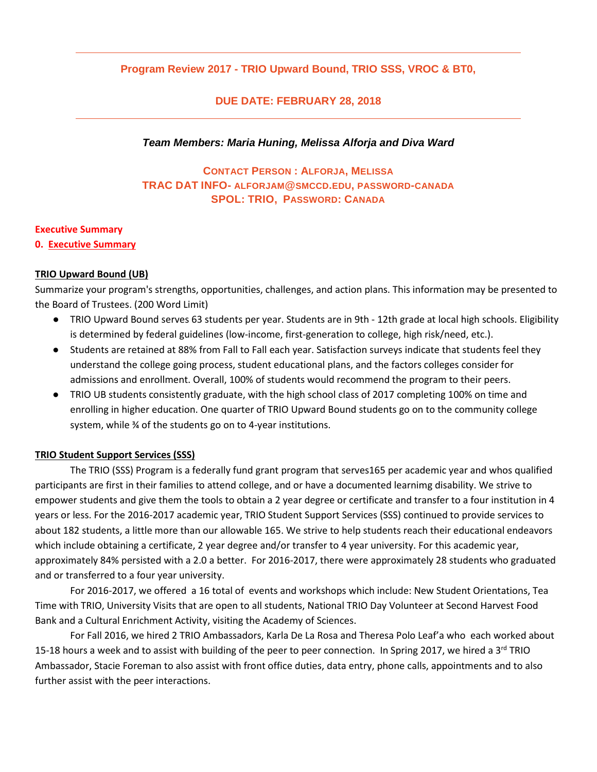# Program Review 2017 - TRIO Upward Bound, TRIO SSS, VROC & BT0,

## DUE DATE: FEBRUARY 28, 2018

***Team Members: Maria Huning, Melissa Alforja and Diva Ward***

**CONTACT PERSON : ALFORJA, MELISSA**
**TRAC DAT INFO- ALFORJAM@SMCCD.EDU, PASSWORD-CANADA**
**SPOL: TRIO, PASSWORD: CANADA**

**Executive Summary**

**0. Executive Summary**

**TRIO Upward Bound (UB)**

Summarize your program's strengths, opportunities, challenges, and action plans. This information may be presented to the Board of Trustees. (200 Word Limit)

- TRIO Upward Bound serves 63 students per year. Students are in 9th - 12th grade at local high schools. Eligibility is determined by federal guidelines (low-income, first-generation to college, high risk/need, etc.).
- Students are retained at 88% from Fall to Fall each year. Satisfaction surveys indicate that students feel they understand the college going process, student educational plans, and the factors colleges consider for admissions and enrollment. Overall, 100% of students would recommend the program to their peers.
- TRIO UB students consistently graduate, with the high school class of 2017 completing 100% on time and enrolling in higher education. One quarter of TRIO Upward Bound students go on to the community college system, while ¾ of the students go on to 4-year institutions.

**TRIO Student Support Services (SSS)**

The TRIO (SSS) Program is a federally fund grant program that serves165 per academic year and whos qualified participants are first in their families to attend college, and or have a documented learnimg disability. We strive to empower students and give them the tools to obtain a 2 year degree or certificate and transfer to a four institution in 4 years or less. For the 2016-2017 academic year, TRIO Student Support Services (SSS) continued to provide services to about 182 students, a little more than our allowable 165. We strive to help students reach their educational endeavors which include obtaining a certificate, 2 year degree and/or transfer to 4 year university. For this academic year, approximately 84% persisted with a 2.0 a better. For 2016-2017, there were approximately 28 students who graduated and or transferred to a four year university.

For 2016-2017, we offered a 16 total of events and workshops which include: New Student Orientations, Tea Time with TRIO, University Visits that are open to all students, National TRIO Day Volunteer at Second Harvest Food Bank and a Cultural Enrichment Activity, visiting the Academy of Sciences.

For Fall 2016, we hired 2 TRIO Ambassadors, Karla De La Rosa and Theresa Polo Leaf'a who each worked about 15-18 hours a week and to assist with building of the peer to peer connection. In Spring 2017, we hired a 3rd TRIO Ambassador, Stacie Foreman to also assist with front office duties, data entry, phone calls, appointments and to also further assist with the peer interactions.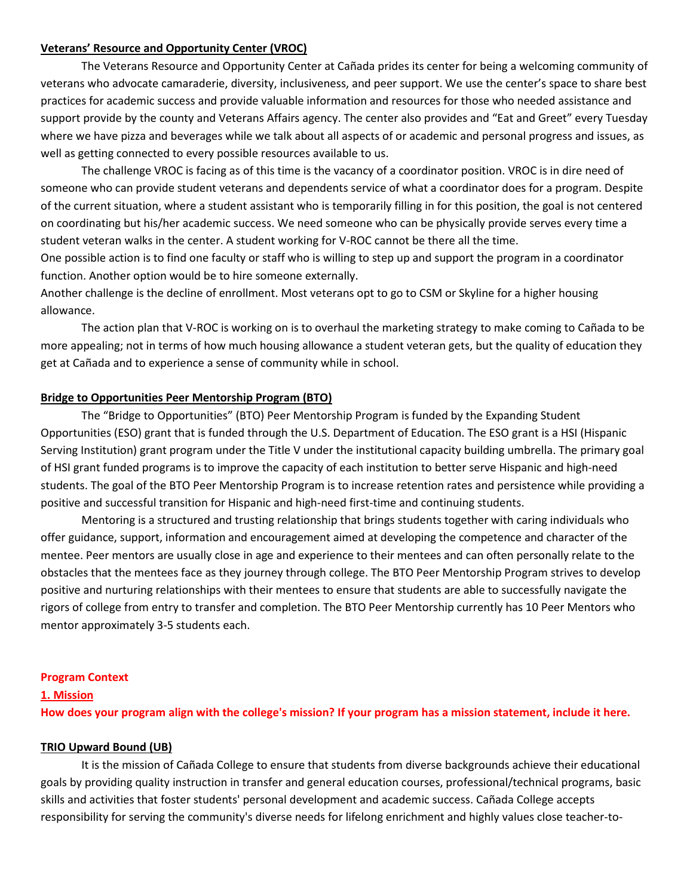**Veterans' Resource and Opportunity Center (VROC)**

The Veterans Resource and Opportunity Center at Cañada prides its center for being a welcoming community of veterans who advocate camaraderie, diversity, inclusiveness, and peer support. We use the center's space to share best practices for academic success and provide valuable information and resources for those who needed assistance and support provide by the county and Veterans Affairs agency. The center also provides and "Eat and Greet" every Tuesday where we have pizza and beverages while we talk about all aspects of or academic and personal progress and issues, as well as getting connected to every possible resources available to us.

The challenge VROC is facing as of this time is the vacancy of a coordinator position. VROC is in dire need of someone who can provide student veterans and dependents service of what a coordinator does for a program. Despite of the current situation, where a student assistant who is temporarily filling in for this position, the goal is not centered on coordinating but his/her academic success. We need someone who can be physically provide serves every time a student veteran walks in the center. A student working for V-ROC cannot be there all the time.

One possible action is to find one faculty or staff who is willing to step up and support the program in a coordinator function. Another option would be to hire someone externally.

Another challenge is the decline of enrollment. Most veterans opt to go to CSM or Skyline for a higher housing allowance.

The action plan that V-ROC is working on is to overhaul the marketing strategy to make coming to Cañada to be more appealing; not in terms of how much housing allowance a student veteran gets, but the quality of education they get at Cañada and to experience a sense of community while in school.

**Bridge to Opportunities Peer Mentorship Program (BTO)**

The "Bridge to Opportunities" (BTO) Peer Mentorship Program is funded by the Expanding Student Opportunities (ESO) grant that is funded through the U.S. Department of Education. The ESO grant is a HSI (Hispanic Serving Institution) grant program under the Title V under the institutional capacity building umbrella. The primary goal of HSI grant funded programs is to improve the capacity of each institution to better serve Hispanic and high-need students. The goal of the BTO Peer Mentorship Program is to increase retention rates and persistence while providing a positive and successful transition for Hispanic and high-need first-time and continuing students.

Mentoring is a structured and trusting relationship that brings students together with caring individuals who offer guidance, support, information and encouragement aimed at developing the competence and character of the mentee. Peer mentors are usually close in age and experience to their mentees and can often personally relate to the obstacles that the mentees face as they journey through college. The BTO Peer Mentorship Program strives to develop positive and nurturing relationships with their mentees to ensure that students are able to successfully navigate the rigors of college from entry to transfer and completion. The BTO Peer Mentorship currently has 10 Peer Mentors who mentor approximately 3-5 students each.

## Program Context

### 1. Mission

**How does your program align with the college's mission? If your program has a mission statement, include it here.**

**TRIO Upward Bound (UB)**

It is the mission of Cañada College to ensure that students from diverse backgrounds achieve their educational goals by providing quality instruction in transfer and general education courses, professional/technical programs, basic skills and activities that foster students' personal development and academic success. Cañada College accepts responsibility for serving the community's diverse needs for lifelong enrichment and highly values close teacher-to-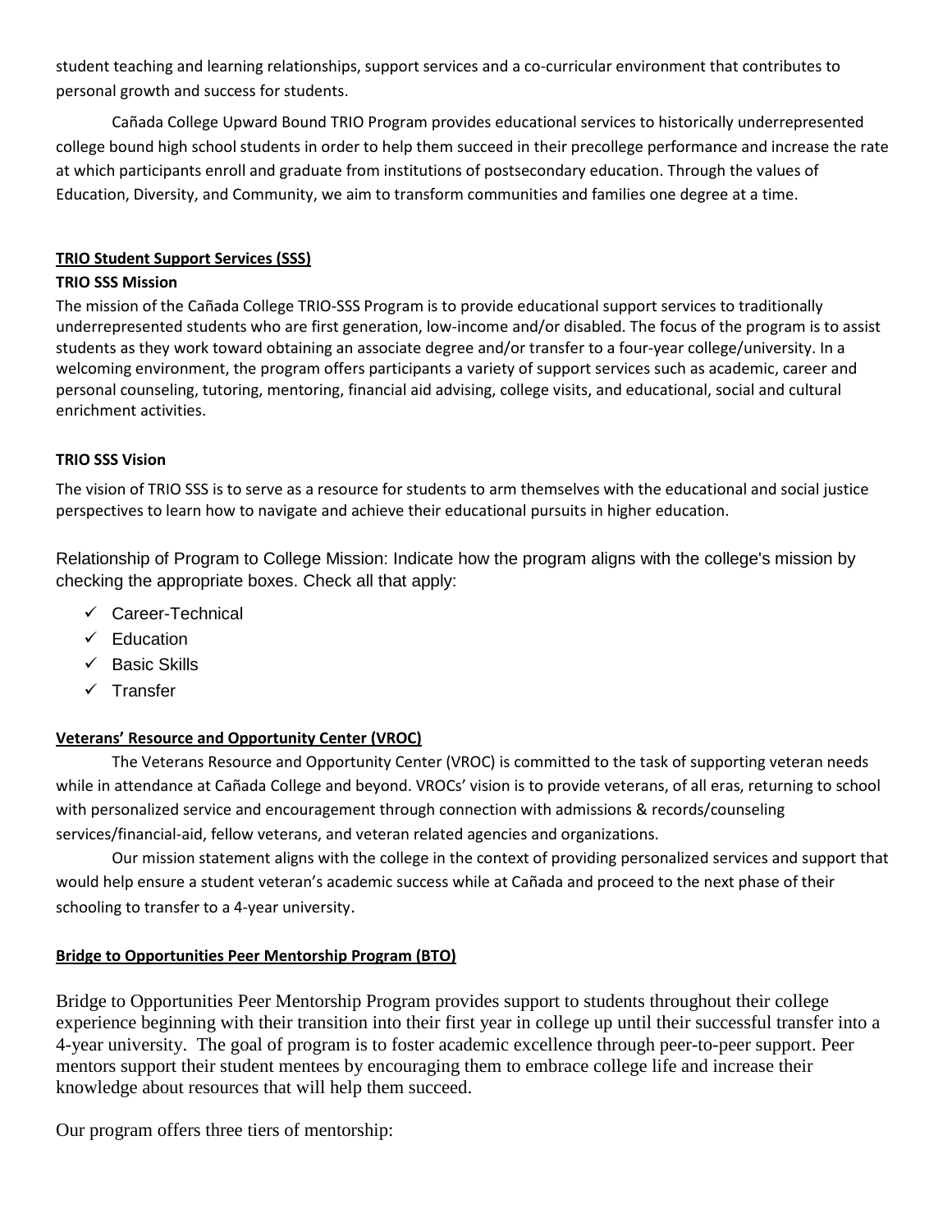student teaching and learning relationships, support services and a co-curricular environment that contributes to personal growth and success for students.

Cañada College Upward Bound TRIO Program provides educational services to historically underrepresented college bound high school students in order to help them succeed in their precollege performance and increase the rate at which participants enroll and graduate from institutions of postsecondary education. Through the values of Education, Diversity, and Community, we aim to transform communities and families one degree at a time.

**TRIO Student Support Services (SSS)**

**TRIO SSS Mission**

The mission of the Cañada College TRIO-SSS Program is to provide educational support services to traditionally underrepresented students who are first generation, low-income and/or disabled. The focus of the program is to assist students as they work toward obtaining an associate degree and/or transfer to a four-year college/university. In a welcoming environment, the program offers participants a variety of support services such as academic, career and personal counseling, tutoring, mentoring, financial aid advising, college visits, and educational, social and cultural enrichment activities.

**TRIO SSS Vision**

The vision of TRIO SSS is to serve as a resource for students to arm themselves with the educational and social justice perspectives to learn how to navigate and achieve their educational pursuits in higher education.

Relationship of Program to College Mission: Indicate how the program aligns with the college's mission by checking the appropriate boxes. Check all that apply:

- ✓ Career-Technical
- ✓ Education
- ✓ Basic Skills
- ✓ Transfer

**Veterans' Resource and Opportunity Center (VROC)**

The Veterans Resource and Opportunity Center (VROC) is committed to the task of supporting veteran needs while in attendance at Cañada College and beyond. VROCs' vision is to provide veterans, of all eras, returning to school with personalized service and encouragement through connection with admissions & records/counseling services/financial-aid, fellow veterans, and veteran related agencies and organizations.

Our mission statement aligns with the college in the context of providing personalized services and support that would help ensure a student veteran's academic success while at Cañada and proceed to the next phase of their schooling to transfer to a 4-year university.

**Bridge to Opportunities Peer Mentorship Program (BTO)**

Bridge to Opportunities Peer Mentorship Program provides support to students throughout their college experience beginning with their transition into their first year in college up until their successful transfer into a 4-year university. The goal of program is to foster academic excellence through peer-to-peer support. Peer mentors support their student mentees by encouraging them to embrace college life and increase their knowledge about resources that will help them succeed.

Our program offers three tiers of mentorship: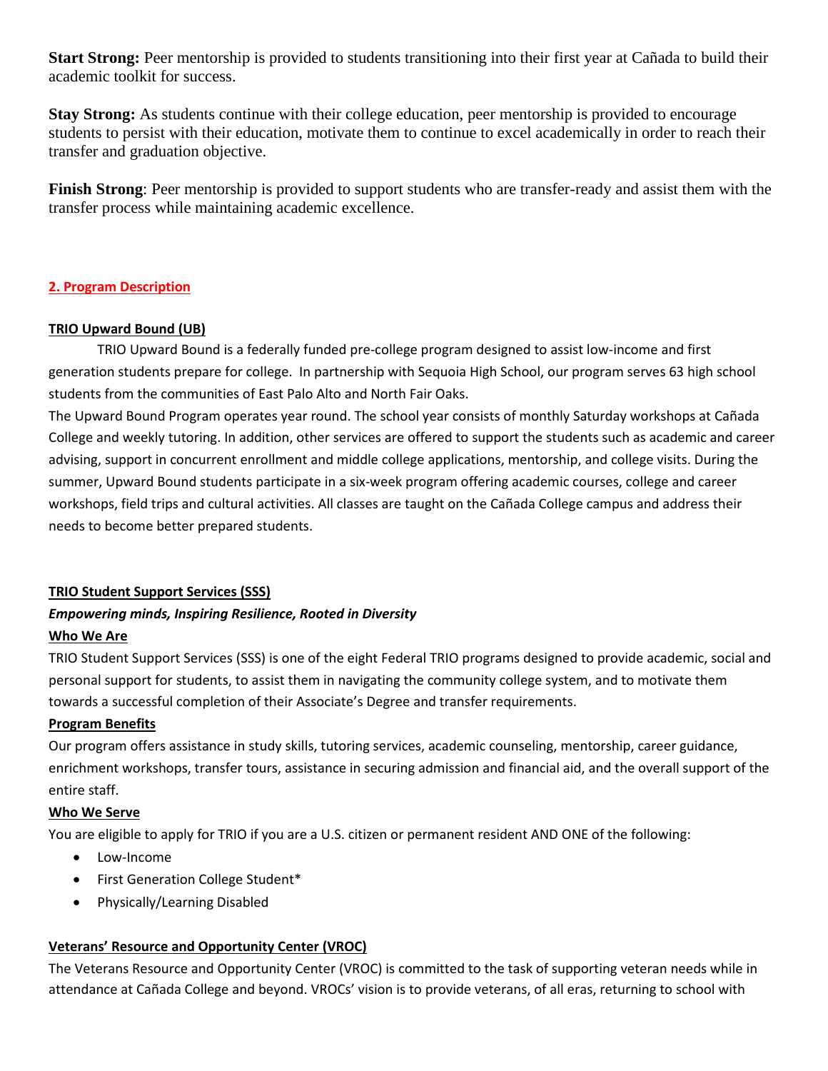**Start Strong:** Peer mentorship is provided to students transitioning into their first year at Cañada to build their academic toolkit for success.

**Stay Strong:** As students continue with their college education, peer mentorship is provided to encourage students to persist with their education, motivate them to continue to excel academically in order to reach their transfer and graduation objective.

**Finish Strong**: Peer mentorship is provided to support students who are transfer-ready and assist them with the transfer process while maintaining academic excellence.

## 2. Program Description

### TRIO Upward Bound (UB)

TRIO Upward Bound is a federally funded pre-college program designed to assist low-income and first generation students prepare for college. In partnership with Sequoia High School, our program serves 63 high school students from the communities of East Palo Alto and North Fair Oaks.

The Upward Bound Program operates year round. The school year consists of monthly Saturday workshops at Cañada College and weekly tutoring. In addition, other services are offered to support the students such as academic and career advising, support in concurrent enrollment and middle college applications, mentorship, and college visits. During the summer, Upward Bound students participate in a six-week program offering academic courses, college and career workshops, field trips and cultural activities. All classes are taught on the Cañada College campus and address their needs to become better prepared students.

### TRIO Student Support Services (SSS)

***Empowering minds, Inspiring Resilience, Rooted in Diversity***

#### Who We Are

TRIO Student Support Services (SSS) is one of the eight Federal TRIO programs designed to provide academic, social and personal support for students, to assist them in navigating the community college system, and to motivate them towards a successful completion of their Associate's Degree and transfer requirements.

#### Program Benefits

Our program offers assistance in study skills, tutoring services, academic counseling, mentorship, career guidance, enrichment workshops, transfer tours, assistance in securing admission and financial aid, and the overall support of the entire staff.

#### Who We Serve

You are eligible to apply for TRIO if you are a U.S. citizen or permanent resident AND ONE of the following:

- Low-Income
- First Generation College Student*
- Physically/Learning Disabled

### Veterans' Resource and Opportunity Center (VROC)

The Veterans Resource and Opportunity Center (VROC) is committed to the task of supporting veteran needs while in attendance at Cañada College and beyond. VROCs' vision is to provide veterans, of all eras, returning to school with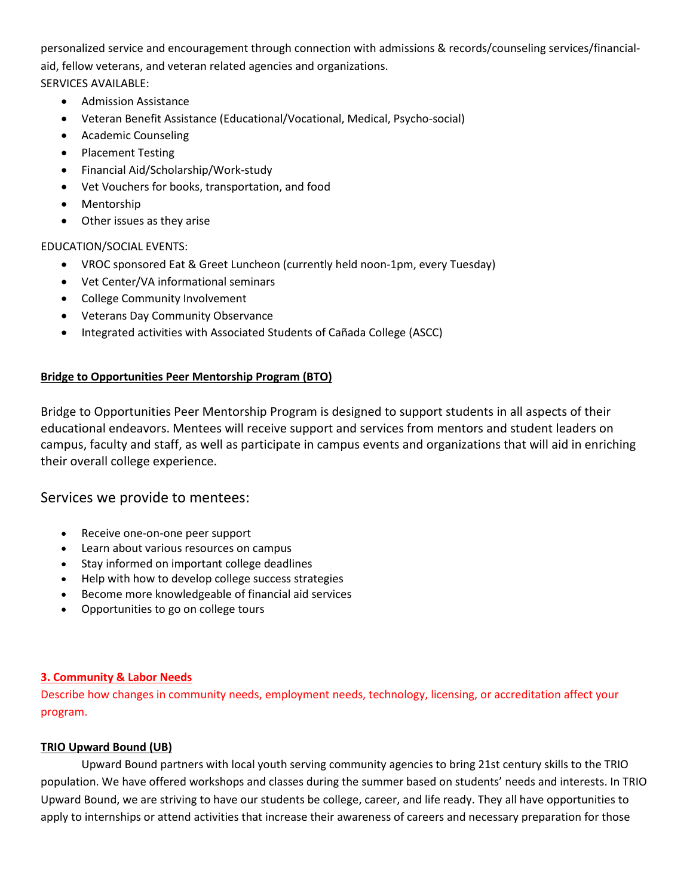personalized service and encouragement through connection with admissions & records/counseling services/financial-aid, fellow veterans, and veteran related agencies and organizations.

SERVICES AVAILABLE:

- Admission Assistance
- Veteran Benefit Assistance (Educational/Vocational, Medical, Psycho-social)
- Academic Counseling
- Placement Testing
- Financial Aid/Scholarship/Work-study
- Vet Vouchers for books, transportation, and food
- Mentorship
- Other issues as they arise

EDUCATION/SOCIAL EVENTS:

- VROC sponsored Eat & Greet Luncheon (currently held noon-1pm, every Tuesday)
- Vet Center/VA informational seminars
- College Community Involvement
- Veterans Day Community Observance
- Integrated activities with Associated Students of Cañada College (ASCC)

**Bridge to Opportunities Peer Mentorship Program (BTO)**

Bridge to Opportunities Peer Mentorship Program is designed to support students in all aspects of their educational endeavors. Mentees will receive support and services from mentors and student leaders on campus, faculty and staff, as well as participate in campus events and organizations that will aid in enriching their overall college experience.

Services we provide to mentees:

- Receive one-on-one peer support
- Learn about various resources on campus
- Stay informed on important college deadlines
- Help with how to develop college success strategies
- Become more knowledgeable of financial aid services
- Opportunities to go on college tours

## 3. Community & Labor Needs

Describe how changes in community needs, employment needs, technology, licensing, or accreditation affect your program.

**TRIO Upward Bound (UB)**

Upward Bound partners with local youth serving community agencies to bring 21st century skills to the TRIO population. We have offered workshops and classes during the summer based on students' needs and interests. In TRIO Upward Bound, we are striving to have our students be college, career, and life ready. They all have opportunities to apply to internships or attend activities that increase their awareness of careers and necessary preparation for those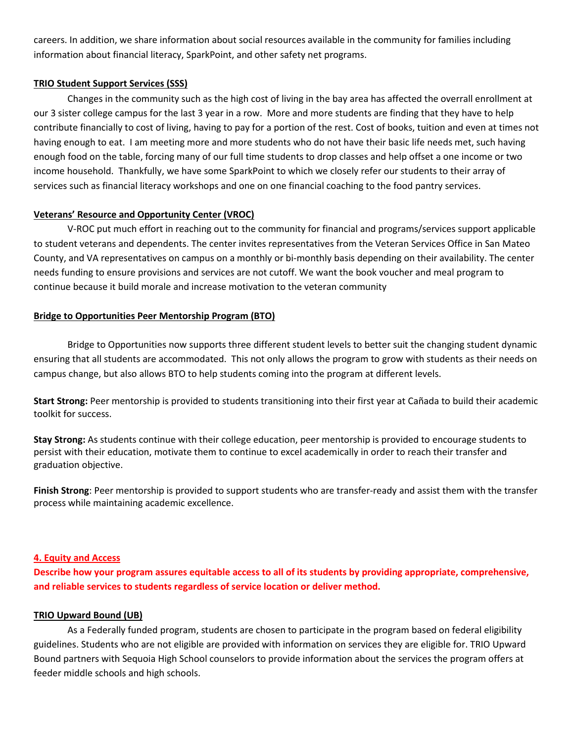careers. In addition, we share information about social resources available in the community for families including information about financial literacy, SparkPoint, and other safety net programs.

**TRIO Student Support Services (SSS)**

Changes in the community such as the high cost of living in the bay area has affected the overall enrollment at our 3 sister college campus for the last 3 year in a row. More and more students are finding that they have to help contribute financially to cost of living, having to pay for a portion of the rest. Cost of books, tuition and even at times not having enough to eat. I am meeting more and more students who do not have their basic life needs met, such having enough food on the table, forcing many of our full time students to drop classes and help offset a one income or two income household. Thankfully, we have some SparkPoint to which we closely refer our students to their array of services such as financial literacy workshops and one on one financial coaching to the food pantry services.

**Veterans' Resource and Opportunity Center (VROC)**

V-ROC put much effort in reaching out to the community for financial and programs/services support applicable to student veterans and dependents. The center invites representatives from the Veteran Services Office in San Mateo County, and VA representatives on campus on a monthly or bi-monthly basis depending on their availability. The center needs funding to ensure provisions and services are not cutoff. We want the book voucher and meal program to continue because it build morale and increase motivation to the veteran community

**Bridge to Opportunities Peer Mentorship Program (BTO)**

Bridge to Opportunities now supports three different student levels to better suit the changing student dynamic ensuring that all students are accommodated. This not only allows the program to grow with students as their needs on campus change, but also allows BTO to help students coming into the program at different levels.

**Start Strong:** Peer mentorship is provided to students transitioning into their first year at Cañada to build their academic toolkit for success.

**Stay Strong:** As students continue with their college education, peer mentorship is provided to encourage students to persist with their education, motivate them to continue to excel academically in order to reach their transfer and graduation objective.

**Finish Strong**: Peer mentorship is provided to support students who are transfer-ready and assist them with the transfer process while maintaining academic excellence.

## 4. Equity and Access

**Describe how your program assures equitable access to all of its students by providing appropriate, comprehensive, and reliable services to students regardless of service location or deliver method.**

**TRIO Upward Bound (UB)**

As a Federally funded program, students are chosen to participate in the program based on federal eligibility guidelines. Students who are not eligible are provided with information on services they are eligible for. TRIO Upward Bound partners with Sequoia High School counselors to provide information about the services the program offers at feeder middle schools and high schools.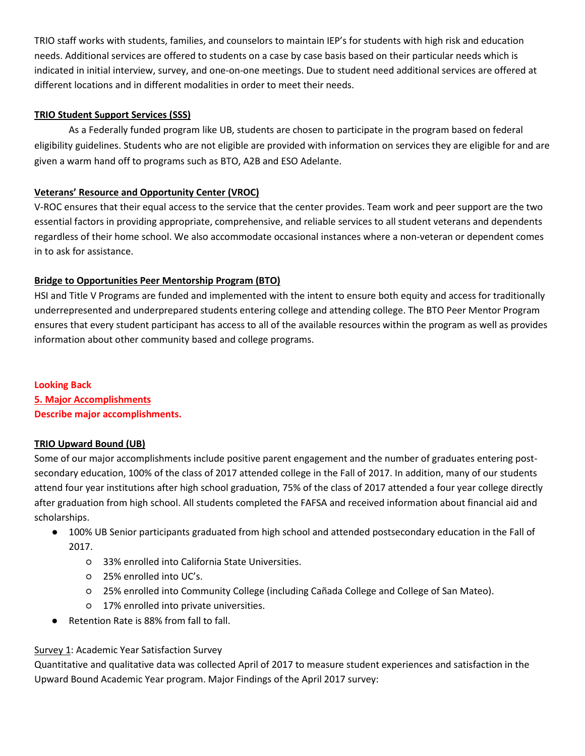TRIO staff works with students, families, and counselors to maintain IEP's for students with high risk and education needs. Additional services are offered to students on a case by case basis based on their particular needs which is indicated in initial interview, survey, and one-on-one meetings. Due to student need additional services are offered at different locations and in different modalities in order to meet their needs.

**TRIO Student Support Services (SSS)**

As a Federally funded program like UB, students are chosen to participate in the program based on federal eligibility guidelines. Students who are not eligible are provided with information on services they are eligible for and are given a warm hand off to programs such as BTO, A2B and ESO Adelante.

**Veterans' Resource and Opportunity Center (VROC)**

V-ROC ensures that their equal access to the service that the center provides. Team work and peer support are the two essential factors in providing appropriate, comprehensive, and reliable services to all student veterans and dependents regardless of their home school. We also accommodate occasional instances where a non-veteran or dependent comes in to ask for assistance.

**Bridge to Opportunities Peer Mentorship Program (BTO)**

HSI and Title V Programs are funded and implemented with the intent to ensure both equity and access for traditionally underrepresented and underprepared students entering college and attending college. The BTO Peer Mentor Program ensures that every student participant has access to all of the available resources within the program as well as provides information about other community based and college programs.

**Looking Back**

## 5. Major Accomplishments

**Describe major accomplishments.**

**TRIO Upward Bound (UB)**

Some of our major accomplishments include positive parent engagement and the number of graduates entering post-secondary education, 100% of the class of 2017 attended college in the Fall of 2017. In addition, many of our students attend four year institutions after high school graduation, 75% of the class of 2017 attended a four year college directly after graduation from high school. All students completed the FAFSA and received information about financial aid and scholarships.

- 100% UB Senior participants graduated from high school and attended postsecondary education in the Fall of 2017.
  - 33% enrolled into California State Universities.
  - 25% enrolled into UC's.
  - 25% enrolled into Community College (including Cañada College and College of San Mateo).
  - 17% enrolled into private universities.
- Retention Rate is 88% from fall to fall.

Survey 1: Academic Year Satisfaction Survey

Quantitative and qualitative data was collected April of 2017 to measure student experiences and satisfaction in the Upward Bound Academic Year program. Major Findings of the April 2017 survey: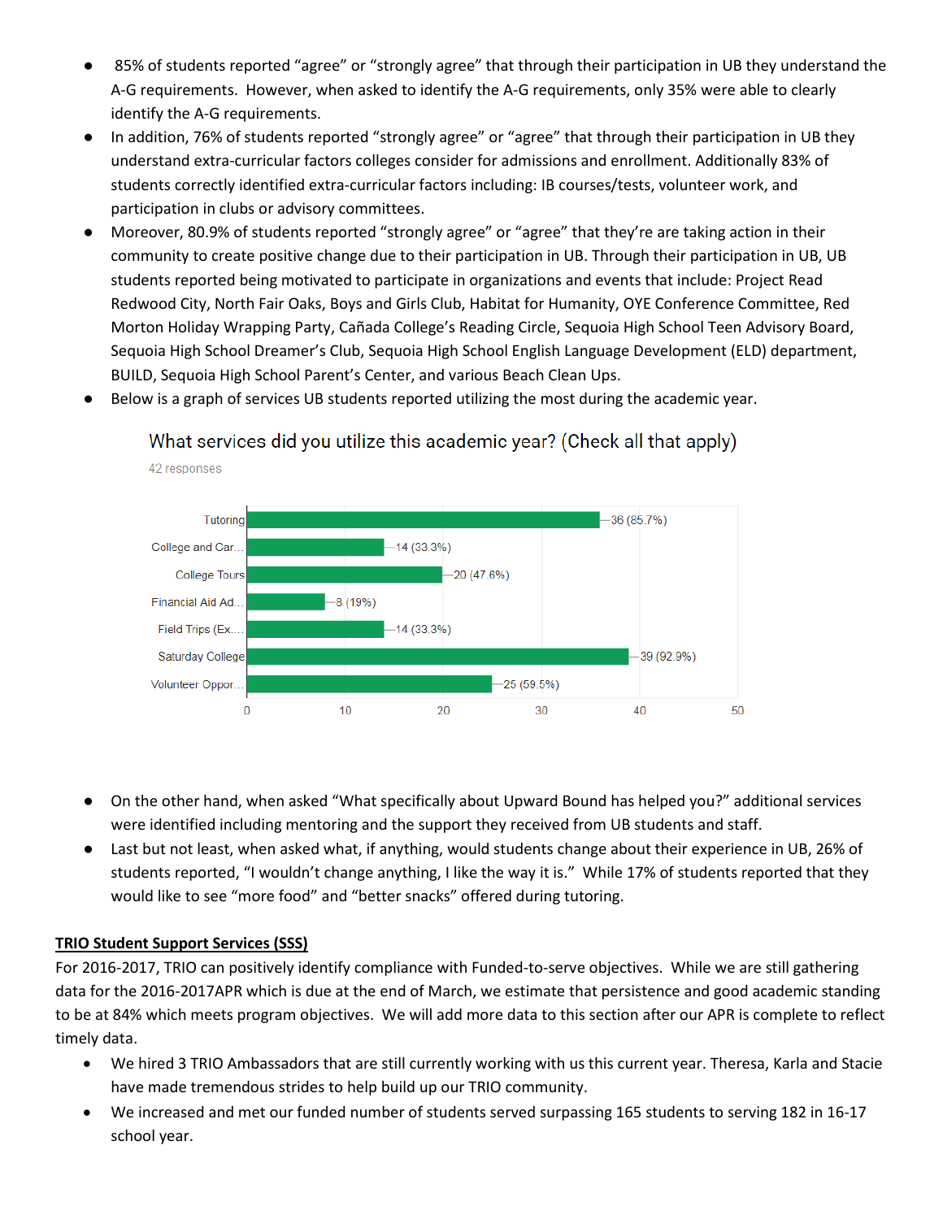- 85% of students reported “agree” or “strongly agree” that through their participation in UB they understand the A-G requirements. However, when asked to identify the A-G requirements, only 35% were able to clearly identify the A-G requirements.
- In addition, 76% of students reported “strongly agree” or “agree” that through their participation in UB they understand extra-curricular factors colleges consider for admissions and enrollment. Additionally 83% of students correctly identified extra-curricular factors including: IB courses/tests, volunteer work, and participation in clubs or advisory committees.
- Moreover, 80.9% of students reported “strongly agree” or “agree” that they’re are taking action in their community to create positive change due to their participation in UB. Through their participation in UB, UB students reported being motivated to participate in organizations and events that include: Project Read Redwood City, North Fair Oaks, Boys and Girls Club, Habitat for Humanity, OYE Conference Committee, Red Morton Holiday Wrapping Party, Cañada College’s Reading Circle, Sequoia High School Teen Advisory Board, Sequoia High School Dreamer’s Club, Sequoia High School English Language Development (ELD) department, BUILD, Sequoia High School Parent’s Center, and various Beach Clean Ups.
- Below is a graph of services UB students reported utilizing the most during the academic year.

What services did you utilize this academic year? (Check all that apply)

42 responses

| Service | Responses |
|---|---|
| Tutoring | 36 (85.7%) |
| College and Car... | 14 (33.3%) |
| College Tours | 20 (47.6%) |
| Financial Aid Ad... | 8 (19%) |
| Field Trips (Ex.... | 14 (33.3%) |
| Saturday College | 39 (92.9%) |
| Volunteer Oppor... | 25 (59.5%) |

- On the other hand, when asked “What specifically about Upward Bound has helped you?” additional services were identified including mentoring and the support they received from UB students and staff.
- Last but not least, when asked what, if anything, would students change about their experience in UB, 26% of students reported, “I wouldn’t change anything, I like the way it is.” While 17% of students reported that they would like to see “more food” and “better snacks” offered during tutoring.

**TRIO Student Support Services (SSS)**

For 2016-2017, TRIO can positively identify compliance with Funded-to-serve objectives. While we are still gathering data for the 2016-2017APR which is due at the end of March, we estimate that persistence and good academic standing to be at 84% which meets program objectives. We will add more data to this section after our APR is complete to reflect timely data.

- We hired 3 TRIO Ambassadors that are still currently working with us this current year. Theresa, Karla and Stacie have made tremendous strides to help build up our TRIO community.
- We increased and met our funded number of students served surpassing 165 students to serving 182 in 16-17 school year.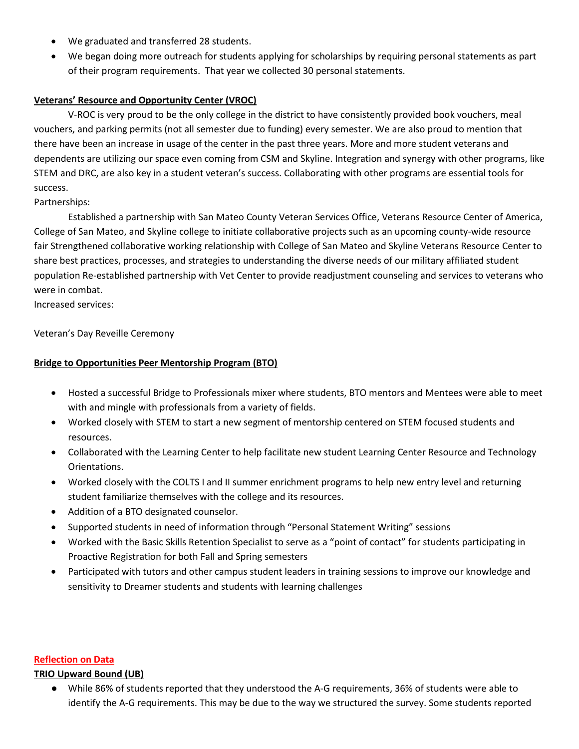- We graduated and transferred 28 students.
- We began doing more outreach for students applying for scholarships by requiring personal statements as part of their program requirements. That year we collected 30 personal statements.

**Veterans' Resource and Opportunity Center (VROC)**

V-ROC is very proud to be the only college in the district to have consistently provided book vouchers, meal vouchers, and parking permits (not all semester due to funding) every semester. We are also proud to mention that there have been an increase in usage of the center in the past three years. More and more student veterans and dependents are utilizing our space even coming from CSM and Skyline. Integration and synergy with other programs, like STEM and DRC, are also key in a student veteran's success. Collaborating with other programs are essential tools for success.

Partnerships:

Established a partnership with San Mateo County Veteran Services Office, Veterans Resource Center of America, College of San Mateo, and Skyline college to initiate collaborative projects such as an upcoming county-wide resource fair Strengthened collaborative working relationship with College of San Mateo and Skyline Veterans Resource Center to share best practices, processes, and strategies to understanding the diverse needs of our military affiliated student population Re-established partnership with Vet Center to provide readjustment counseling and services to veterans who were in combat.

Increased services:

Veteran's Day Reveille Ceremony

**Bridge to Opportunities Peer Mentorship Program (BTO)**

- Hosted a successful Bridge to Professionals mixer where students, BTO mentors and Mentees were able to meet with and mingle with professionals from a variety of fields.
- Worked closely with STEM to start a new segment of mentorship centered on STEM focused students and resources.
- Collaborated with the Learning Center to help facilitate new student Learning Center Resource and Technology Orientations.
- Worked closely with the COLTS I and II summer enrichment programs to help new entry level and returning student familiarize themselves with the college and its resources.
- Addition of a BTO designated counselor.
- Supported students in need of information through "Personal Statement Writing" sessions
- Worked with the Basic Skills Retention Specialist to serve as a "point of contact" for students participating in Proactive Registration for both Fall and Spring semesters
- Participated with tutors and other campus student leaders in training sessions to improve our knowledge and sensitivity to Dreamer students and students with learning challenges

**Reflection on Data**

**TRIO Upward Bound (UB)**

- While 86% of students reported that they understood the A-G requirements, 36% of students were able to identify the A-G requirements. This may be due to the way we structured the survey. Some students reported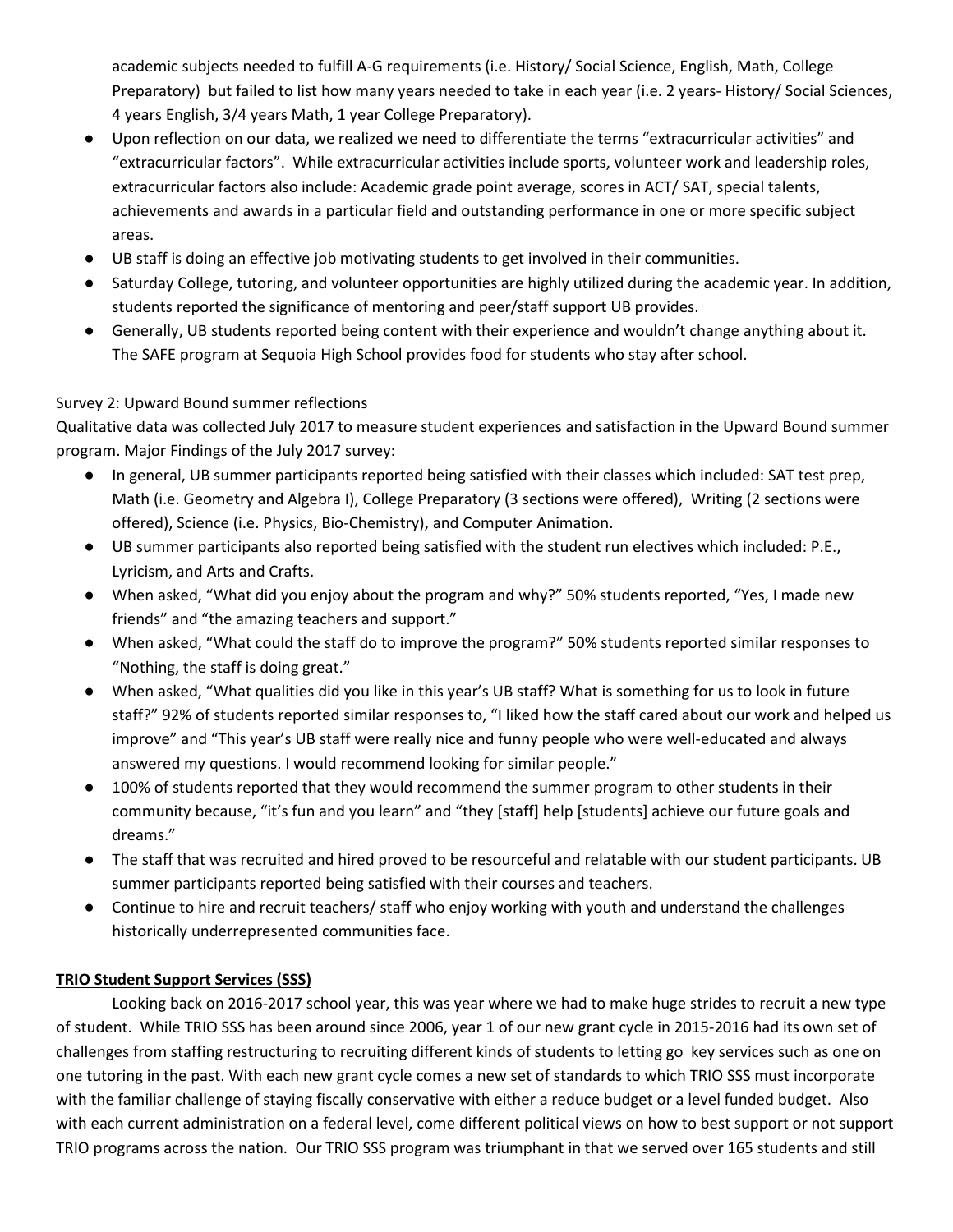academic subjects needed to fulfill A-G requirements (i.e. History/ Social Science, English, Math, College Preparatory) but failed to list how many years needed to take in each year (i.e. 2 years- History/ Social Sciences, 4 years English, 3/4 years Math, 1 year College Preparatory).

- Upon reflection on our data, we realized we need to differentiate the terms "extracurricular activities" and "extracurricular factors". While extracurricular activities include sports, volunteer work and leadership roles, extracurricular factors also include: Academic grade point average, scores in ACT/ SAT, special talents, achievements and awards in a particular field and outstanding performance in one or more specific subject areas.
- UB staff is doing an effective job motivating students to get involved in their communities.
- Saturday College, tutoring, and volunteer opportunities are highly utilized during the academic year. In addition, students reported the significance of mentoring and peer/staff support UB provides.
- Generally, UB students reported being content with their experience and wouldn't change anything about it. The SAFE program at Sequoia High School provides food for students who stay after school.

<u>Survey 2</u>: Upward Bound summer reflections

Qualitative data was collected July 2017 to measure student experiences and satisfaction in the Upward Bound summer program. Major Findings of the July 2017 survey:

- In general, UB summer participants reported being satisfied with their classes which included: SAT test prep, Math (i.e. Geometry and Algebra I), College Preparatory (3 sections were offered), Writing (2 sections were offered), Science (i.e. Physics, Bio-Chemistry), and Computer Animation.
- UB summer participants also reported being satisfied with the student run electives which included: P.E., Lyricism, and Arts and Crafts.
- When asked, "What did you enjoy about the program and why?" 50% students reported, "Yes, I made new friends" and "the amazing teachers and support."
- When asked, "What could the staff do to improve the program?" 50% students reported similar responses to "Nothing, the staff is doing great."
- When asked, "What qualities did you like in this year's UB staff? What is something for us to look in future staff?" 92% of students reported similar responses to, "I liked how the staff cared about our work and helped us improve" and "This year's UB staff were really nice and funny people who were well-educated and always answered my questions. I would recommend looking for similar people."
- 100% of students reported that they would recommend the summer program to other students in their community because, "it's fun and you learn" and "they [staff] help [students] achieve our future goals and dreams."
- The staff that was recruited and hired proved to be resourceful and relatable with our student participants. UB summer participants reported being satisfied with their courses and teachers.
- Continue to hire and recruit teachers/ staff who enjoy working with youth and understand the challenges historically underrepresented communities face.

**<u>TRIO Student Support Services (SSS)</u>**

Looking back on 2016-2017 school year, this was year where we had to make huge strides to recruit a new type of student. While TRIO SSS has been around since 2006, year 1 of our new grant cycle in 2015-2016 had its own set of challenges from staffing restructuring to recruiting different kinds of students to letting go key services such as one on one tutoring in the past. With each new grant cycle comes a new set of standards to which TRIO SSS must incorporate with the familiar challenge of staying fiscally conservative with either a reduce budget or a level funded budget. Also with each current administration on a federal level, come different political views on how to best support or not support TRIO programs across the nation. Our TRIO SSS program was triumphant in that we served over 165 students and still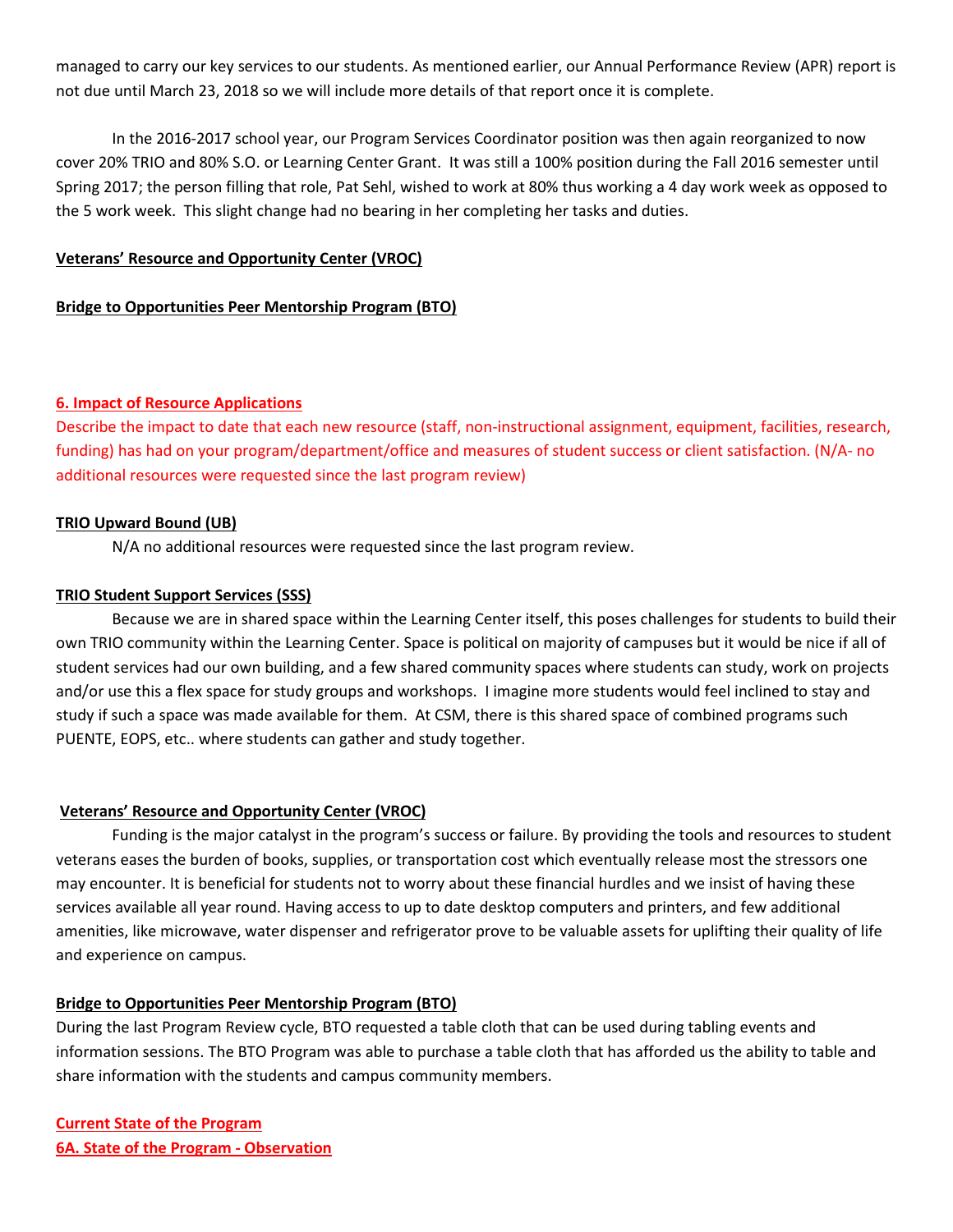managed to carry our key services to our students. As mentioned earlier, our Annual Performance Review (APR) report is not due until March 23, 2018 so we will include more details of that report once it is complete.

In the 2016-2017 school year, our Program Services Coordinator position was then again reorganized to now cover 20% TRIO and 80% S.O. or Learning Center Grant. It was still a 100% position during the Fall 2016 semester until Spring 2017; the person filling that role, Pat Sehl, wished to work at 80% thus working a 4 day work week as opposed to the 5 work week. This slight change had no bearing in her completing her tasks and duties.

**Veterans' Resource and Opportunity Center (VROC)**

**Bridge to Opportunities Peer Mentorship Program (BTO)**

## 6. Impact of Resource Applications

Describe the impact to date that each new resource (staff, non-instructional assignment, equipment, facilities, research, funding) has had on your program/department/office and measures of student success or client satisfaction. (N/A- no additional resources were requested since the last program review)

**TRIO Upward Bound (UB)**

N/A no additional resources were requested since the last program review.

**TRIO Student Support Services (SSS)**

Because we are in shared space within the Learning Center itself, this poses challenges for students to build their own TRIO community within the Learning Center. Space is political on majority of campuses but it would be nice if all of student services had our own building, and a few shared community spaces where students can study, work on projects and/or use this a flex space for study groups and workshops. I imagine more students would feel inclined to stay and study if such a space was made available for them. At CSM, there is this shared space of combined programs such PUENTE, EOPS, etc.. where students can gather and study together.

**Veterans' Resource and Opportunity Center (VROC)**

Funding is the major catalyst in the program's success or failure. By providing the tools and resources to student veterans eases the burden of books, supplies, or transportation cost which eventually release most the stressors one may encounter. It is beneficial for students not to worry about these financial hurdles and we insist of having these services available all year round. Having access to up to date desktop computers and printers, and few additional amenities, like microwave, water dispenser and refrigerator prove to be valuable assets for uplifting their quality of life and experience on campus.

**Bridge to Opportunities Peer Mentorship Program (BTO)**

During the last Program Review cycle, BTO requested a table cloth that can be used during tabling events and information sessions. The BTO Program was able to purchase a table cloth that has afforded us the ability to table and share information with the students and campus community members.

## Current State of the Program

### 6A. State of the Program - Observation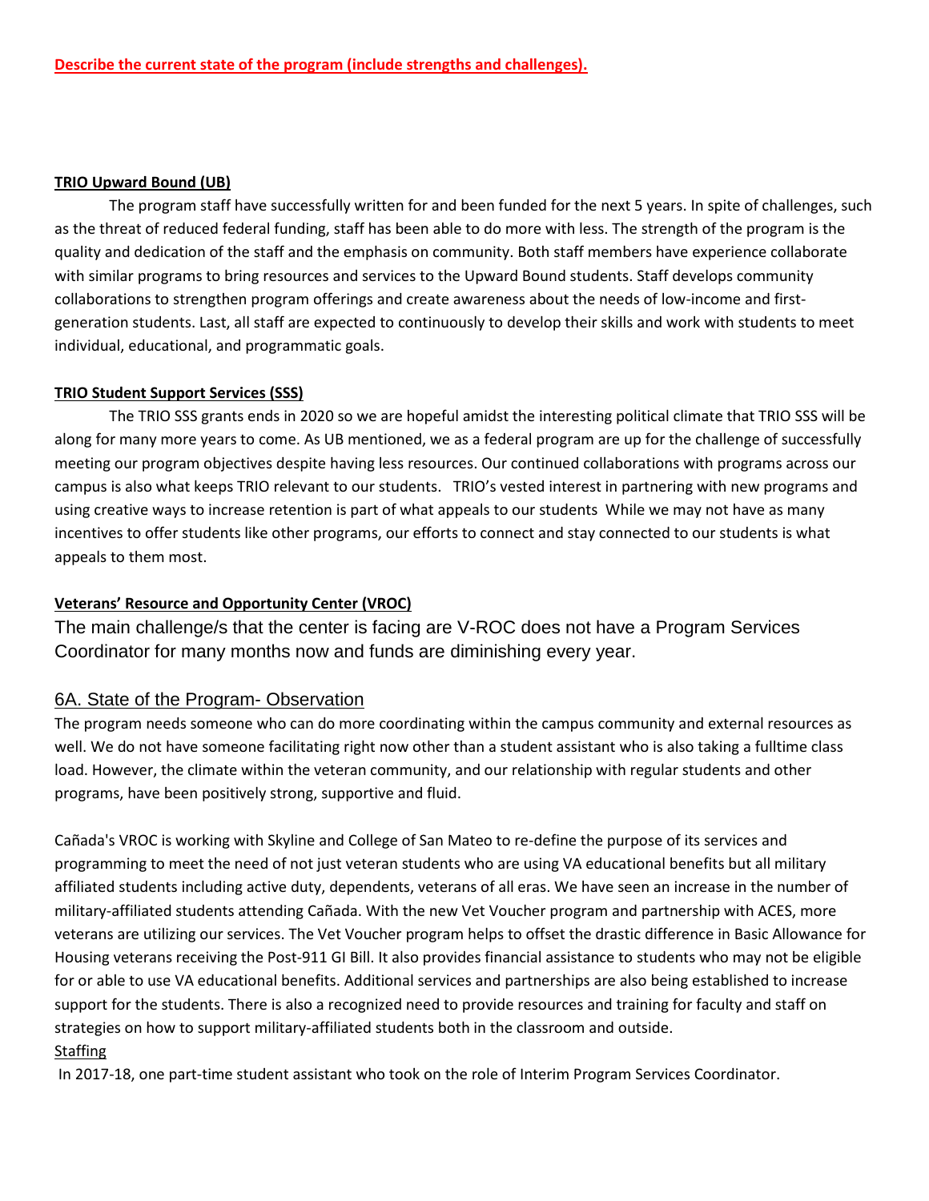**Describe the current state of the program (include strengths and challenges).**

**TRIO Upward Bound (UB)**

The program staff have successfully written for and been funded for the next 5 years. In spite of challenges, such as the threat of reduced federal funding, staff has been able to do more with less. The strength of the program is the quality and dedication of the staff and the emphasis on community. Both staff members have experience collaborate with similar programs to bring resources and services to the Upward Bound students. Staff develops community collaborations to strengthen program offerings and create awareness about the needs of low-income and first-generation students. Last, all staff are expected to continuously to develop their skills and work with students to meet individual, educational, and programmatic goals.

**TRIO Student Support Services (SSS)**

The TRIO SSS grants ends in 2020 so we are hopeful amidst the interesting political climate that TRIO SSS will be along for many more years to come. As UB mentioned, we as a federal program are up for the challenge of successfully meeting our program objectives despite having less resources. Our continued collaborations with programs across our campus is also what keeps TRIO relevant to our students. TRIO's vested interest in partnering with new programs and using creative ways to increase retention is part of what appeals to our students While we may not have as many incentives to offer students like other programs, our efforts to connect and stay connected to our students is what appeals to them most.

**Veterans' Resource and Opportunity Center (VROC)**

The main challenge/s that the center is facing are V-ROC does not have a Program Services Coordinator for many months now and funds are diminishing every year.

## 6A. State of the Program- Observation

The program needs someone who can do more coordinating within the campus community and external resources as well. We do not have someone facilitating right now other than a student assistant who is also taking a fulltime class load. However, the climate within the veteran community, and our relationship with regular students and other programs, have been positively strong, supportive and fluid.

Cañada's VROC is working with Skyline and College of San Mateo to re-define the purpose of its services and programming to meet the need of not just veteran students who are using VA educational benefits but all military affiliated students including active duty, dependents, veterans of all eras. We have seen an increase in the number of military-affiliated students attending Cañada. With the new Vet Voucher program and partnership with ACES, more veterans are utilizing our services. The Vet Voucher program helps to offset the drastic difference in Basic Allowance for Housing veterans receiving the Post-911 GI Bill. It also provides financial assistance to students who may not be eligible for or able to use VA educational benefits. Additional services and partnerships are also being established to increase support for the students. There is also a recognized need to provide resources and training for faculty and staff on strategies on how to support military-affiliated students both in the classroom and outside.

Staffing

In 2017-18, one part-time student assistant who took on the role of Interim Program Services Coordinator.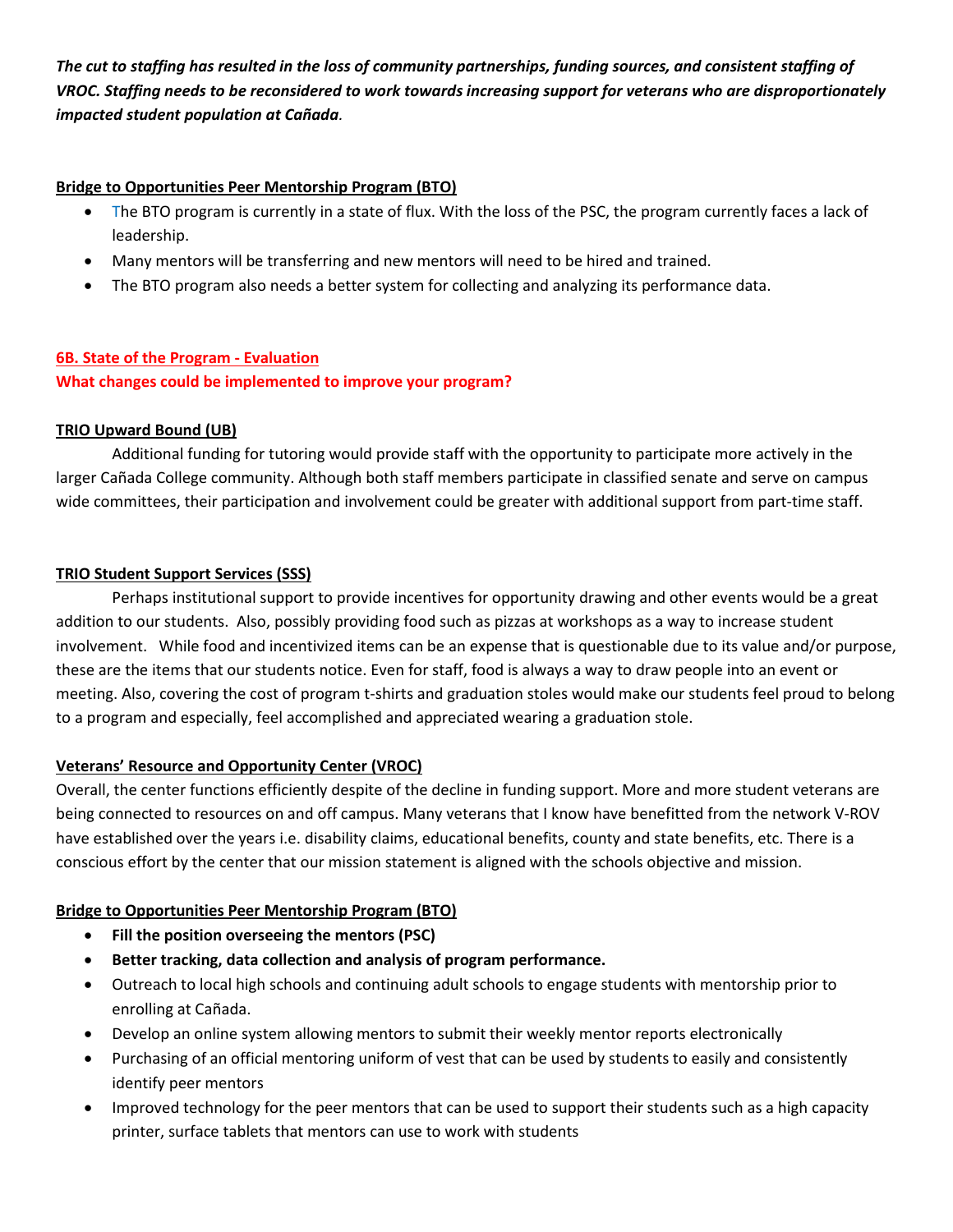***The cut to staffing has resulted in the loss of community partnerships, funding sources, and consistent staffing of VROC. Staffing needs to be reconsidered to work towards increasing support for veterans who are disproportionately impacted student population at Cañada.***

**Bridge to Opportunities Peer Mentorship Program (BTO)**

- The BTO program is currently in a state of flux. With the loss of the PSC, the program currently faces a lack of leadership.
- Many mentors will be transferring and new mentors will need to be hired and trained.
- The BTO program also needs a better system for collecting and analyzing its performance data.

## 6B. State of the Program - Evaluation

**What changes could be implemented to improve your program?**

**TRIO Upward Bound (UB)**

Additional funding for tutoring would provide staff with the opportunity to participate more actively in the larger Cañada College community. Although both staff members participate in classified senate and serve on campus wide committees, their participation and involvement could be greater with additional support from part-time staff.

**TRIO Student Support Services (SSS)**

Perhaps institutional support to provide incentives for opportunity drawing and other events would be a great addition to our students. Also, possibly providing food such as pizzas at workshops as a way to increase student involvement. While food and incentivized items can be an expense that is questionable due to its value and/or purpose, these are the items that our students notice. Even for staff, food is always a way to draw people into an event or meeting. Also, covering the cost of program t-shirts and graduation stoles would make our students feel proud to belong to a program and especially, feel accomplished and appreciated wearing a graduation stole.

**Veterans' Resource and Opportunity Center (VROC)**

Overall, the center functions efficiently despite of the decline in funding support. More and more student veterans are being connected to resources on and off campus. Many veterans that I know have benefitted from the network V-ROV have established over the years i.e. disability claims, educational benefits, county and state benefits, etc. There is a conscious effort by the center that our mission statement is aligned with the schools objective and mission.

**Bridge to Opportunities Peer Mentorship Program (BTO)**

- **Fill the position overseeing the mentors (PSC)**
- **Better tracking, data collection and analysis of program performance.**
- Outreach to local high schools and continuing adult schools to engage students with mentorship prior to enrolling at Cañada.
- Develop an online system allowing mentors to submit their weekly mentor reports electronically
- Purchasing of an official mentoring uniform of vest that can be used by students to easily and consistently identify peer mentors
- Improved technology for the peer mentors that can be used to support their students such as a high capacity printer, surface tablets that mentors can use to work with students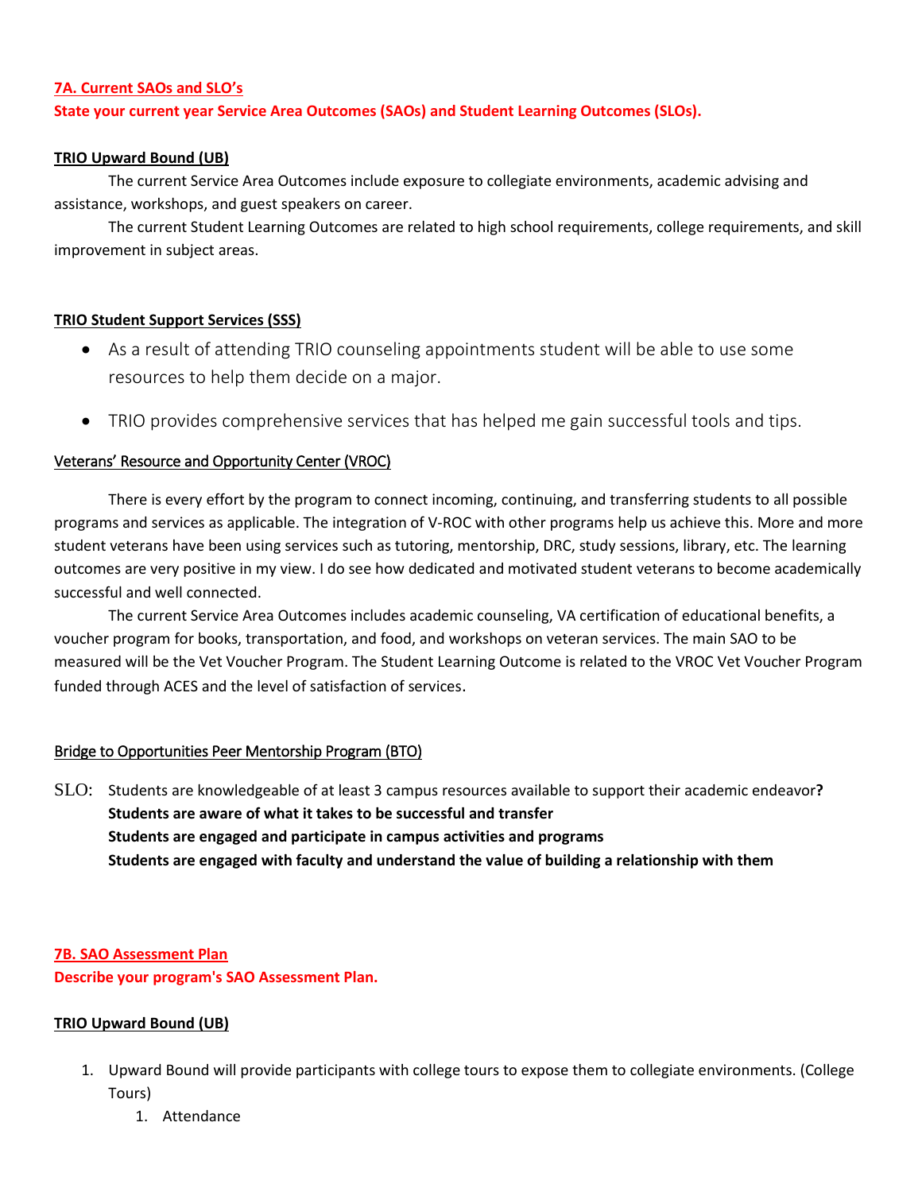**7A. Current SAOs and SLO's**

**State your current year Service Area Outcomes (SAOs) and Student Learning Outcomes (SLOs).**

**TRIO Upward Bound (UB)**

The current Service Area Outcomes include exposure to collegiate environments, academic advising and assistance, workshops, and guest speakers on career.

The current Student Learning Outcomes are related to high school requirements, college requirements, and skill improvement in subject areas.

**TRIO Student Support Services (SSS)**

- As a result of attending TRIO counseling appointments student will be able to use some resources to help them decide on a major.
- TRIO provides comprehensive services that has helped me gain successful tools and tips.

Veterans' Resource and Opportunity Center (VROC)

There is every effort by the program to connect incoming, continuing, and transferring students to all possible programs and services as applicable. The integration of V-ROC with other programs help us achieve this. More and more student veterans have been using services such as tutoring, mentorship, DRC, study sessions, library, etc. The learning outcomes are very positive in my view. I do see how dedicated and motivated student veterans to become academically successful and well connected.

The current Service Area Outcomes includes academic counseling, VA certification of educational benefits, a voucher program for books, transportation, and food, and workshops on veteran services. The main SAO to be measured will be the Vet Voucher Program. The Student Learning Outcome is related to the VROC Vet Voucher Program funded through ACES and the level of satisfaction of services.

Bridge to Opportunities Peer Mentorship Program (BTO)

SLO: Students are knowledgeable of at least 3 campus resources available to support their academic endeavor**?**
**Students are aware of what it takes to be successful and transfer**
**Students are engaged and participate in campus activities and programs**
**Students are engaged with faculty and understand the value of building a relationship with them**

**7B. SAO Assessment Plan**

**Describe your program's SAO Assessment Plan.**

**TRIO Upward Bound (UB)**

1. Upward Bound will provide participants with college tours to expose them to collegiate environments. (College Tours)
   1. Attendance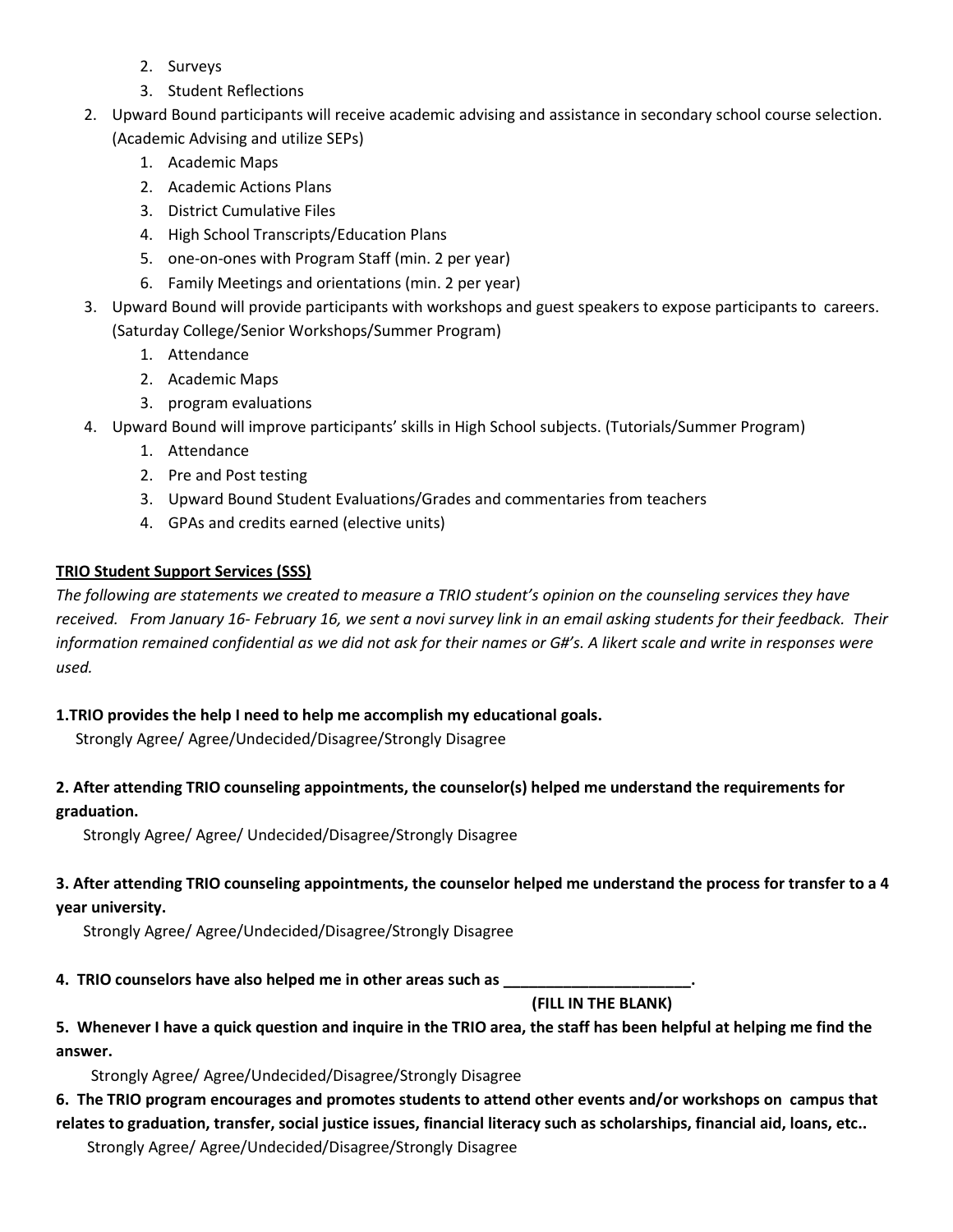2. Surveys
   3. Student Reflections
2. Upward Bound participants will receive academic advising and assistance in secondary school course selection. (Academic Advising and utilize SEPs)
   1. Academic Maps
   2. Academic Actions Plans
   3. District Cumulative Files
   4. High School Transcripts/Education Plans
   5. one-on-ones with Program Staff (min. 2 per year)
   6. Family Meetings and orientations (min. 2 per year)
3. Upward Bound will provide participants with workshops and guest speakers to expose participants to careers. (Saturday College/Senior Workshops/Summer Program)
   1. Attendance
   2. Academic Maps
   3. program evaluations
4. Upward Bound will improve participants' skills in High School subjects. (Tutorials/Summer Program)
   1. Attendance
   2. Pre and Post testing
   3. Upward Bound Student Evaluations/Grades and commentaries from teachers
   4. GPAs and credits earned (elective units)

**<u>TRIO Student Support Services (SSS)</u>**

*The following are statements we created to measure a TRIO student's opinion on the counseling services they have received. From January 16- February 16, we sent a novi survey link in an email asking students for their feedback. Their information remained confidential as we did not ask for their names or G#'s. A likert scale and write in responses were used.*

**1.TRIO provides the help I need to help me accomplish my educational goals.**

Strongly Agree/ Agree/Undecided/Disagree/Strongly Disagree

**2. After attending TRIO counseling appointments, the counselor(s) helped me understand the requirements for graduation.**

Strongly Agree/ Agree/ Undecided/Disagree/Strongly Disagree

**3. After attending TRIO counseling appointments, the counselor helped me understand the process for transfer to a 4 year university.**

Strongly Agree/ Agree/Undecided/Disagree/Strongly Disagree

**4. TRIO counselors have also helped me in other areas such as ______________________.**

**(FILL IN THE BLANK)**

**5. Whenever I have a quick question and inquire in the TRIO area, the staff has been helpful at helping me find the answer.**

Strongly Agree/ Agree/Undecided/Disagree/Strongly Disagree

**6. The TRIO program encourages and promotes students to attend other events and/or workshops on campus that relates to graduation, transfer, social justice issues, financial literacy such as scholarships, financial aid, loans, etc..**

Strongly Agree/ Agree/Undecided/Disagree/Strongly Disagree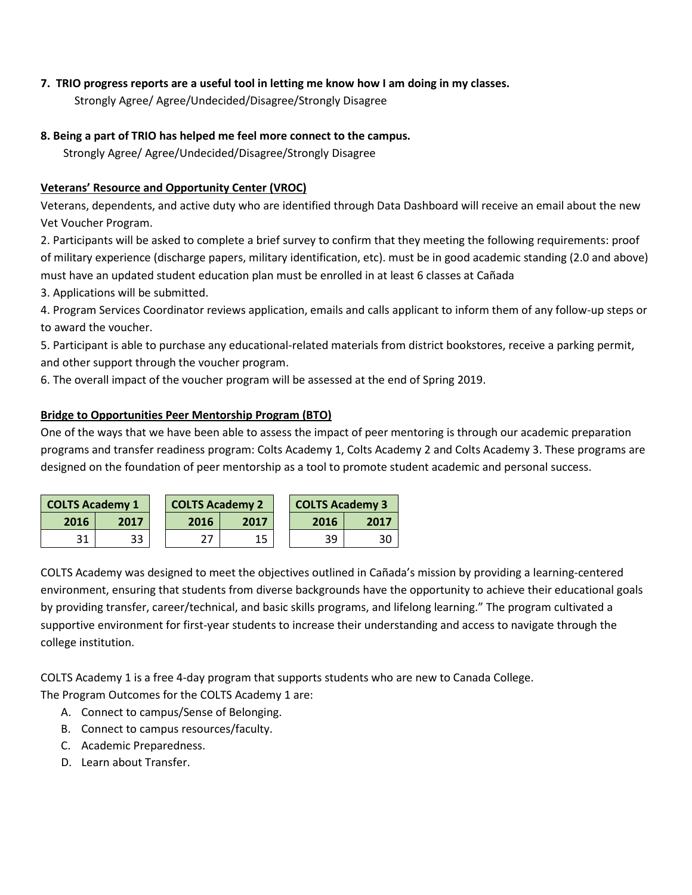**7. TRIO progress reports are a useful tool in letting me know how I am doing in my classes.**

Strongly Agree/ Agree/Undecided/Disagree/Strongly Disagree

**8. Being a part of TRIO has helped me feel more connect to the campus.**

Strongly Agree/ Agree/Undecided/Disagree/Strongly Disagree

**Veterans' Resource and Opportunity Center (VROC)**

Veterans, dependents, and active duty who are identified through Data Dashboard will receive an email about the new Vet Voucher Program.

2. Participants will be asked to complete a brief survey to confirm that they meeting the following requirements: proof of military experience (discharge papers, military identification, etc). must be in good academic standing (2.0 and above) must have an updated student education plan must be enrolled in at least 6 classes at Cañada

3. Applications will be submitted.

4. Program Services Coordinator reviews application, emails and calls applicant to inform them of any follow-up steps or to award the voucher.

5. Participant is able to purchase any educational-related materials from district bookstores, receive a parking permit, and other support through the voucher program.

6. The overall impact of the voucher program will be assessed at the end of Spring 2019.

**Bridge to Opportunities Peer Mentorship Program (BTO)**

One of the ways that we have been able to assess the impact of peer mentoring is through our academic preparation programs and transfer readiness program: Colts Academy 1, Colts Academy 2 and Colts Academy 3. These programs are designed on the foundation of peer mentorship as a tool to promote student academic and personal success.

| COLTS Academy 1 | |
|---|---|
| 2016 | 2017 |
| 31 | 33 |

| COLTS Academy 2 | |
|---|---|
| 2016 | 2017 |
| 27 | 15 |

| COLTS Academy 3 | |
|---|---|
| 2016 | 2017 |
| 39 | 30 |

COLTS Academy was designed to meet the objectives outlined in Cañada's mission by providing a learning-centered environment, ensuring that students from diverse backgrounds have the opportunity to achieve their educational goals by providing transfer, career/technical, and basic skills programs, and lifelong learning." The program cultivated a supportive environment for first-year students to increase their understanding and access to navigate through the college institution.

COLTS Academy 1 is a free 4-day program that supports students who are new to Canada College.
The Program Outcomes for the COLTS Academy 1 are:

A. Connect to campus/Sense of Belonging.
B. Connect to campus resources/faculty.
C. Academic Preparedness.
D. Learn about Transfer.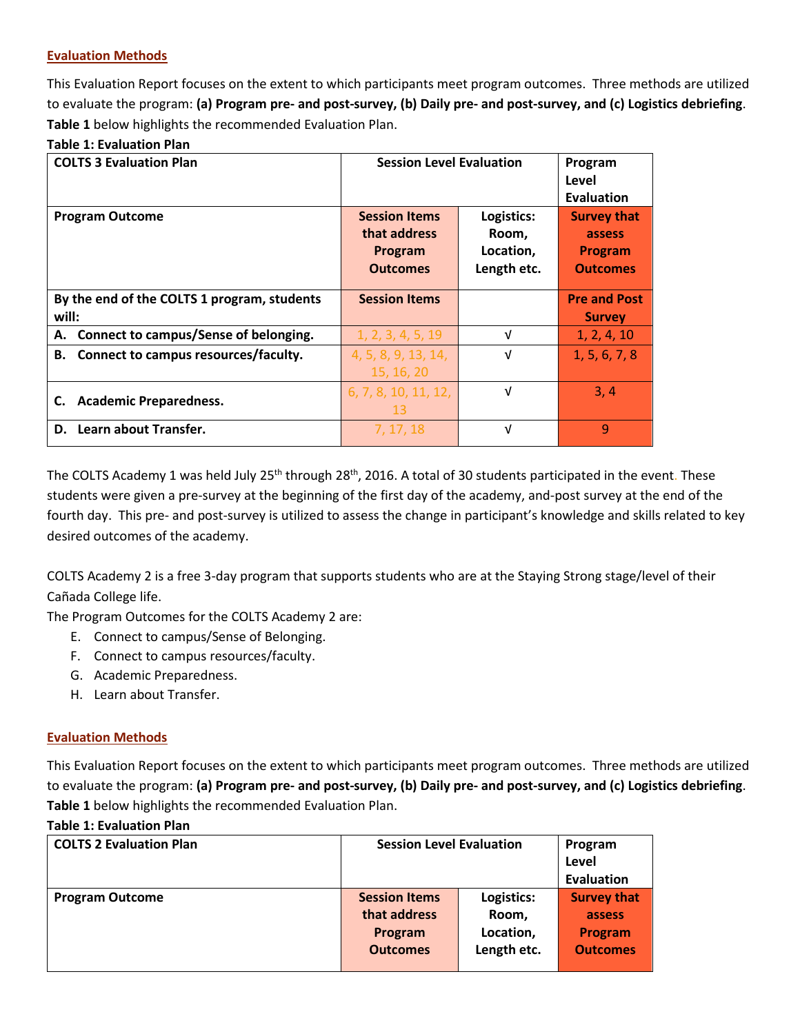## Evaluation Methods

This Evaluation Report focuses on the extent to which participants meet program outcomes. Three methods are utilized to evaluate the program: **(a) Program pre- and post-survey, (b) Daily pre- and post-survey, and (c) Logistics debriefing**. **Table 1** below highlights the recommended Evaluation Plan.

**Table 1: Evaluation Plan**

| COLTS 3 Evaluation Plan | Session Level Evaluation | | Program Level Evaluation |
|---|---|---|---|
| **Program Outcome** | **Session Items that address Program Outcomes** | **Logistics: Room, Location, Length etc.** | **Survey that assess Program Outcomes** |
| **By the end of the COLTS 1 program, students will:** | **Session Items** | | **Pre and Post Survey** |
| **A. Connect to campus/Sense of belonging.** | 1, 2, 3, 4, 5, 19 | √ | 1, 2, 4, 10 |
| **B. Connect to campus resources/faculty.** | 4, 5, 8, 9, 13, 14, 15, 16, 20 | √ | 1, 5, 6, 7, 8 |
| **C. Academic Preparedness.** | 6, 7, 8, 10, 11, 12, 13 | √ | 3, 4 |
| **D. Learn about Transfer.** | 7, 17, 18 | √ | 9 |

The COLTS Academy 1 was held July 25th through 28th, 2016. A total of 30 students participated in the event. These students were given a pre-survey at the beginning of the first day of the academy, and-post survey at the end of the fourth day. This pre- and post-survey is utilized to assess the change in participant's knowledge and skills related to key desired outcomes of the academy.

COLTS Academy 2 is a free 3-day program that supports students who are at the Staying Strong stage/level of their Cañada College life.

The Program Outcomes for the COLTS Academy 2 are:

E. Connect to campus/Sense of Belonging.
F. Connect to campus resources/faculty.
G. Academic Preparedness.
H. Learn about Transfer.

## Evaluation Methods

This Evaluation Report focuses on the extent to which participants meet program outcomes. Three methods are utilized to evaluate the program: **(a) Program pre- and post-survey, (b) Daily pre- and post-survey, and (c) Logistics debriefing**. **Table 1** below highlights the recommended Evaluation Plan.

**Table 1: Evaluation Plan**

| COLTS 2 Evaluation Plan | Session Level Evaluation | | Program Level Evaluation |
|---|---|---|---|
| **Program Outcome** | **Session Items that address Program Outcomes** | **Logistics: Room, Location, Length etc.** | **Survey that assess Program Outcomes** |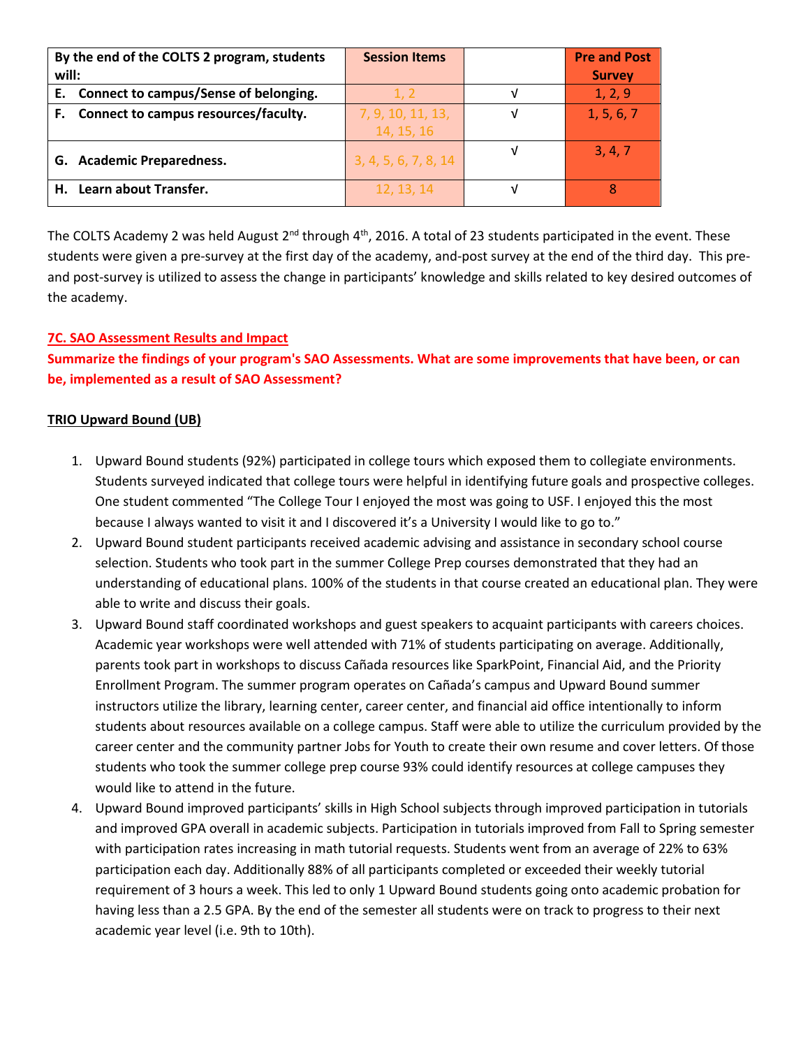| By the end of the COLTS 2 program, students will: | Session Items | | Pre and Post Survey |
|---|---|---|---|
| **E. Connect to campus/Sense of belonging.** | 1, 2 | √ | 1, 2, 9 |
| **F. Connect to campus resources/faculty.** | 7, 9, 10, 11, 13, 14, 15, 16 | √ | 1, 5, 6, 7 |
| **G. Academic Preparedness.** | 3, 4, 5, 6, 7, 8, 14 | √ | 3, 4, 7 |
| **H. Learn about Transfer.** | 12, 13, 14 | √ | 8 |

The COLTS Academy 2 was held August 2nd through 4th, 2016. A total of 23 students participated in the event. These students were given a pre-survey at the first day of the academy, and-post survey at the end of the third day. This pre- and post-survey is utilized to assess the change in participants' knowledge and skills related to key desired outcomes of the academy.

**7C. SAO Assessment Results and Impact**

**Summarize the findings of your program's SAO Assessments. What are some improvements that have been, or can be, implemented as a result of SAO Assessment?**

**TRIO Upward Bound (UB)**

1. Upward Bound students (92%) participated in college tours which exposed them to collegiate environments. Students surveyed indicated that college tours were helpful in identifying future goals and prospective colleges. One student commented "The College Tour I enjoyed the most was going to USF. I enjoyed this the most because I always wanted to visit it and I discovered it's a University I would like to go to."
2. Upward Bound student participants received academic advising and assistance in secondary school course selection. Students who took part in the summer College Prep courses demonstrated that they had an understanding of educational plans. 100% of the students in that course created an educational plan. They were able to write and discuss their goals.
3. Upward Bound staff coordinated workshops and guest speakers to acquaint participants with careers choices. Academic year workshops were well attended with 71% of students participating on average. Additionally, parents took part in workshops to discuss Cañada resources like SparkPoint, Financial Aid, and the Priority Enrollment Program. The summer program operates on Cañada's campus and Upward Bound summer instructors utilize the library, learning center, career center, and financial aid office intentionally to inform students about resources available on a college campus. Staff were able to utilize the curriculum provided by the career center and the community partner Jobs for Youth to create their own resume and cover letters. Of those students who took the summer college prep course 93% could identify resources at college campuses they would like to attend in the future.
4. Upward Bound improved participants' skills in High School subjects through improved participation in tutorials and improved GPA overall in academic subjects. Participation in tutorials improved from Fall to Spring semester with participation rates increasing in math tutorial requests. Students went from an average of 22% to 63% participation each day. Additionally 88% of all participants completed or exceeded their weekly tutorial requirement of 3 hours a week. This led to only 1 Upward Bound students going onto academic probation for having less than a 2.5 GPA. By the end of the semester all students were on track to progress to their next academic year level (i.e. 9th to 10th).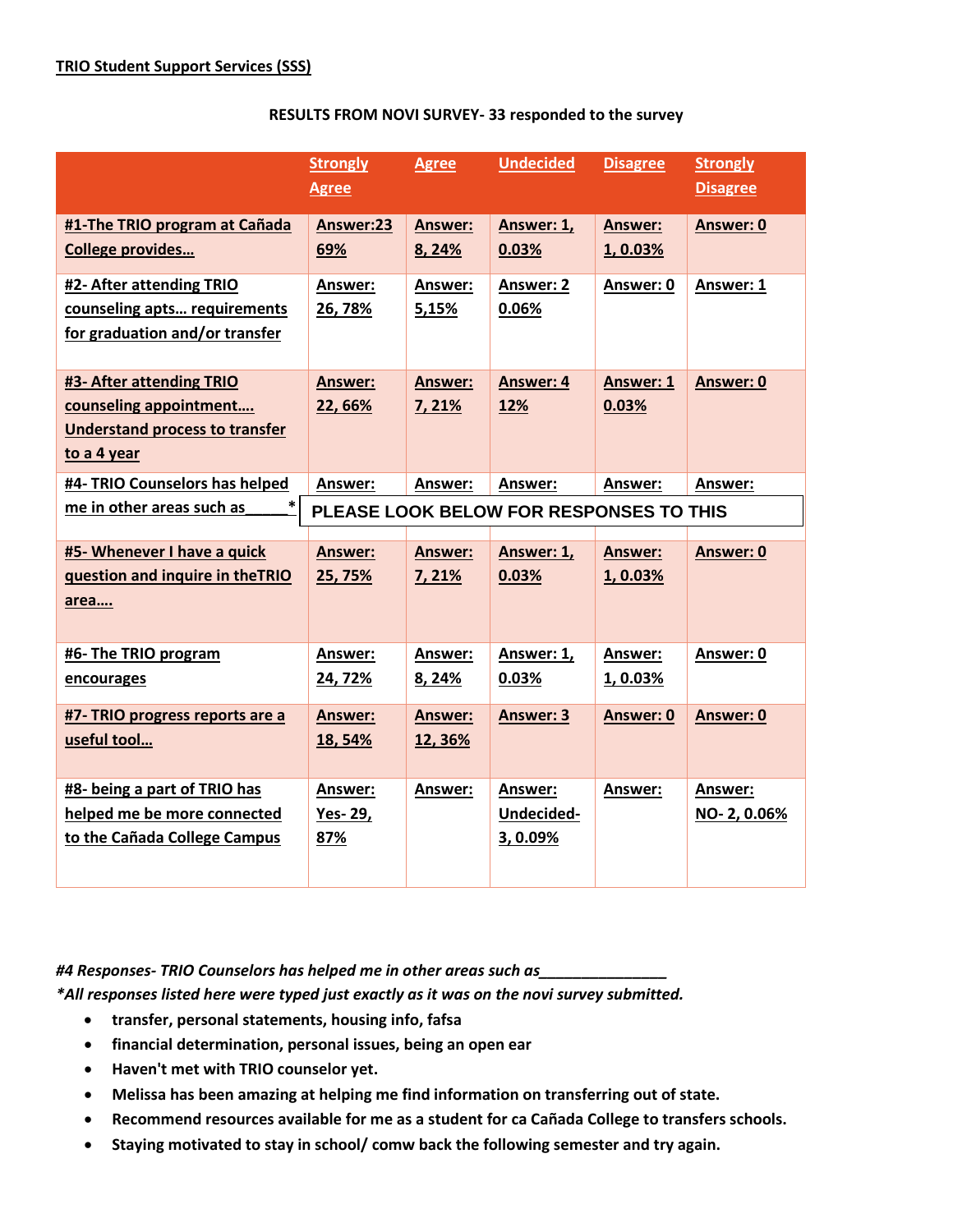**TRIO Student Support Services (SSS)**

**RESULTS FROM NOVI SURVEY- 33 responded to the survey**

| | Strongly Agree | Agree | Undecided | Disagree | Strongly Disagree |
|---|---|---|---|---|---|
| #1-The TRIO program at Cañada College provides… | Answer:23 69% | Answer: 8, 24% | Answer: 1, 0.03% | Answer: 1, 0.03% | Answer: 0 |
| #2- After attending TRIO counseling apts… requirements for graduation and/or transfer | Answer: 26, 78% | Answer: 5,15% | Answer: 2 0.06% | Answer: 0 | Answer: 1 |
| #3- After attending TRIO counseling appointment…. Understand process to transfer to a 4 year | Answer: 22, 66% | Answer: 7, 21% | Answer: 4 12% | Answer: 1 0.03% | Answer: 0 |
| #4- TRIO Counselors has helped me in other areas such as_____* | Answer: PLEASE LOOK BELOW FOR RESPONSES TO THIS | Answer: | Answer: | Answer: | Answer: |
| #5- Whenever I have a quick question and inquire in theTRIO area…. | Answer: 25, 75% | Answer: 7, 21% | Answer: 1, 0.03% | Answer: 1, 0.03% | Answer: 0 |
| #6- The TRIO program encourages | Answer: 24, 72% | Answer: 8, 24% | Answer: 1, 0.03% | Answer: 1, 0.03% | Answer: 0 |
| #7- TRIO progress reports are a useful tool… | Answer: 18, 54% | Answer: 12, 36% | Answer: 3 | Answer: 0 | Answer: 0 |
| #8- being a part of TRIO has helped me be more connected to the Cañada College Campus | Answer: Yes- 29, 87% | Answer: | Answer: Undecided- 3, 0.09% | Answer: | Answer: NO- 2, 0.06% |

***#4 Responses- TRIO Counselors has helped me in other areas such as_______________***

***\*All responses listed here were typed just exactly as it was on the novi survey submitted.***

- **transfer, personal statements, housing info, fafsa**
- **financial determination, personal issues, being an open ear**
- **Haven't met with TRIO counselor yet.**
- **Melissa has been amazing at helping me find information on transferring out of state.**
- **Recommend resources available for me as a student for ca Cañada College to transfers schools.**
- **Staying motivated to stay in school/ comw back the following semester and try again.**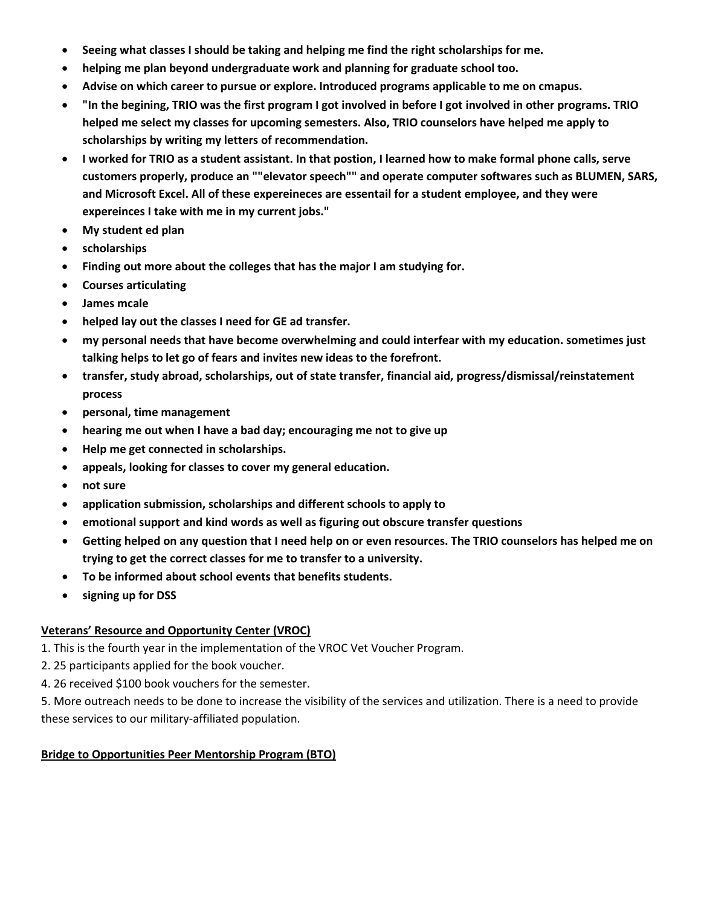- **Seeing what classes I should be taking and helping me find the right scholarships for me.**
- **helping me plan beyond undergraduate work and planning for graduate school too.**
- **Advise on which career to pursue or explore. Introduced programs applicable to me on cmapus.**
- **"In the begining, TRIO was the first program I got involved in before I got involved in other programs. TRIO helped me select my classes for upcoming semesters. Also, TRIO counselors have helped me apply to scholarships by writing my letters of recommendation.**
- **I worked for TRIO as a student assistant. In that postion, I learned how to make formal phone calls, serve customers properly, produce an ""elevator speech"" and operate computer softwares such as BLUMEN, SARS, and Microsoft Excel. All of these expereineces are essentail for a student employee, and they were expereinces I take with me in my current jobs."**
- **My student ed plan**
- **scholarships**
- **Finding out more about the colleges that has the major I am studying for.**
- **Courses articulating**
- **James mcale**
- **helped lay out the classes I need for GE ad transfer.**
- **my personal needs that have become overwhelming and could interfear with my education. sometimes just talking helps to let go of fears and invites new ideas to the forefront.**
- **transfer, study abroad, scholarships, out of state transfer, financial aid, progress/dismissal/reinstatement process**
- **personal, time management**
- **hearing me out when I have a bad day; encouraging me not to give up**
- **Help me get connected in scholarships.**
- **appeals, looking for classes to cover my general education.**
- **not sure**
- **application submission, scholarships and different schools to apply to**
- **emotional support and kind words as well as figuring out obscure transfer questions**
- **Getting helped on any question that I need help on or even resources. The TRIO counselors has helped me on trying to get the correct classes for me to transfer to a university.**
- **To be informed about school events that benefits students.**
- **signing up for DSS**

<u>**Veterans' Resource and Opportunity Center (VROC)**</u>

1. This is the fourth year in the implementation of the VROC Vet Voucher Program.
2. 25 participants applied for the book voucher.
4. 26 received $100 book vouchers for the semester.
5. More outreach needs to be done to increase the visibility of the services and utilization. There is a need to provide these services to our military-affiliated population.

<u>**Bridge to Opportunities Peer Mentorship Program (BTO)**</u>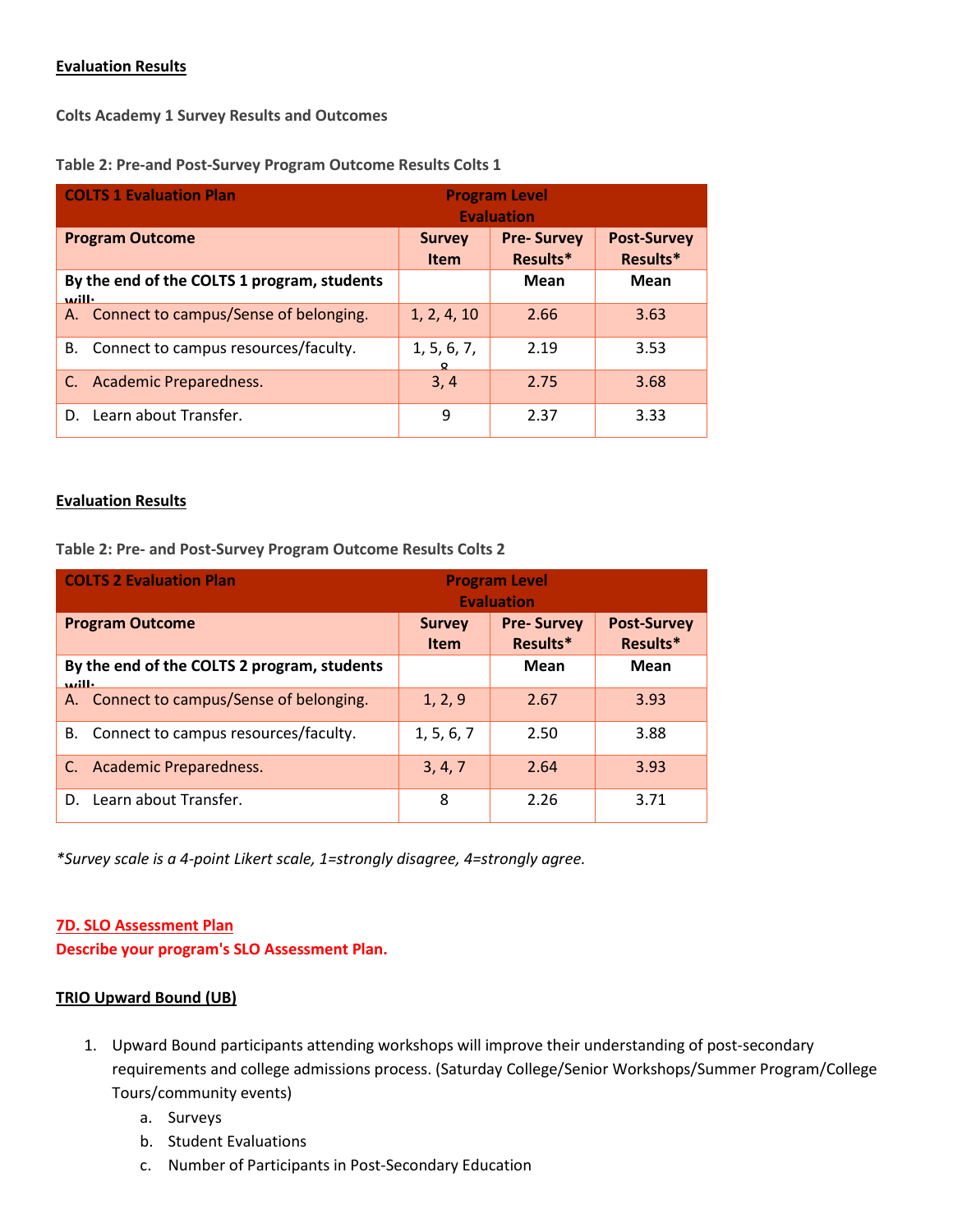**Evaluation Results**

**Colts Academy 1 Survey Results and Outcomes**

**Table 2: Pre-and Post-Survey Program Outcome Results Colts 1**

| COLTS 1 Evaluation Plan | Program Level Evaluation | | |
|---|---|---|---|
| **Program Outcome** | **Survey Item** | **Pre- Survey Results*** | **Post-Survey Results*** |
| **By the end of the COLTS 1 program, students will:** | | **Mean** | **Mean** |
| A. Connect to campus/Sense of belonging. | 1, 2, 4, 10 | 2.66 | 3.63 |
| B. Connect to campus resources/faculty. | 1, 5, 6, 7, 8 | 2.19 | 3.53 |
| C. Academic Preparedness. | 3, 4 | 2.75 | 3.68 |
| D. Learn about Transfer. | 9 | 2.37 | 3.33 |

**Evaluation Results**

**Table 2: Pre- and Post-Survey Program Outcome Results Colts 2**

| COLTS 2 Evaluation Plan | Program Level Evaluation | | |
|---|---|---|---|
| **Program Outcome** | **Survey Item** | **Pre- Survey Results*** | **Post-Survey Results*** |
| **By the end of the COLTS 2 program, students will:** | | **Mean** | **Mean** |
| A. Connect to campus/Sense of belonging. | 1, 2, 9 | 2.67 | 3.93 |
| B. Connect to campus resources/faculty. | 1, 5, 6, 7 | 2.50 | 3.88 |
| C. Academic Preparedness. | 3, 4, 7 | 2.64 | 3.93 |
| D. Learn about Transfer. | 8 | 2.26 | 3.71 |

*\*Survey scale is a 4-point Likert scale, 1=strongly disagree, 4=strongly agree.*

**7D. SLO Assessment Plan**
**Describe your program's SLO Assessment Plan.**

**TRIO Upward Bound (UB)**

1. Upward Bound participants attending workshops will improve their understanding of post-secondary requirements and college admissions process. (Saturday College/Senior Workshops/Summer Program/College Tours/community events)
   a. Surveys
   b. Student Evaluations
   c. Number of Participants in Post-Secondary Education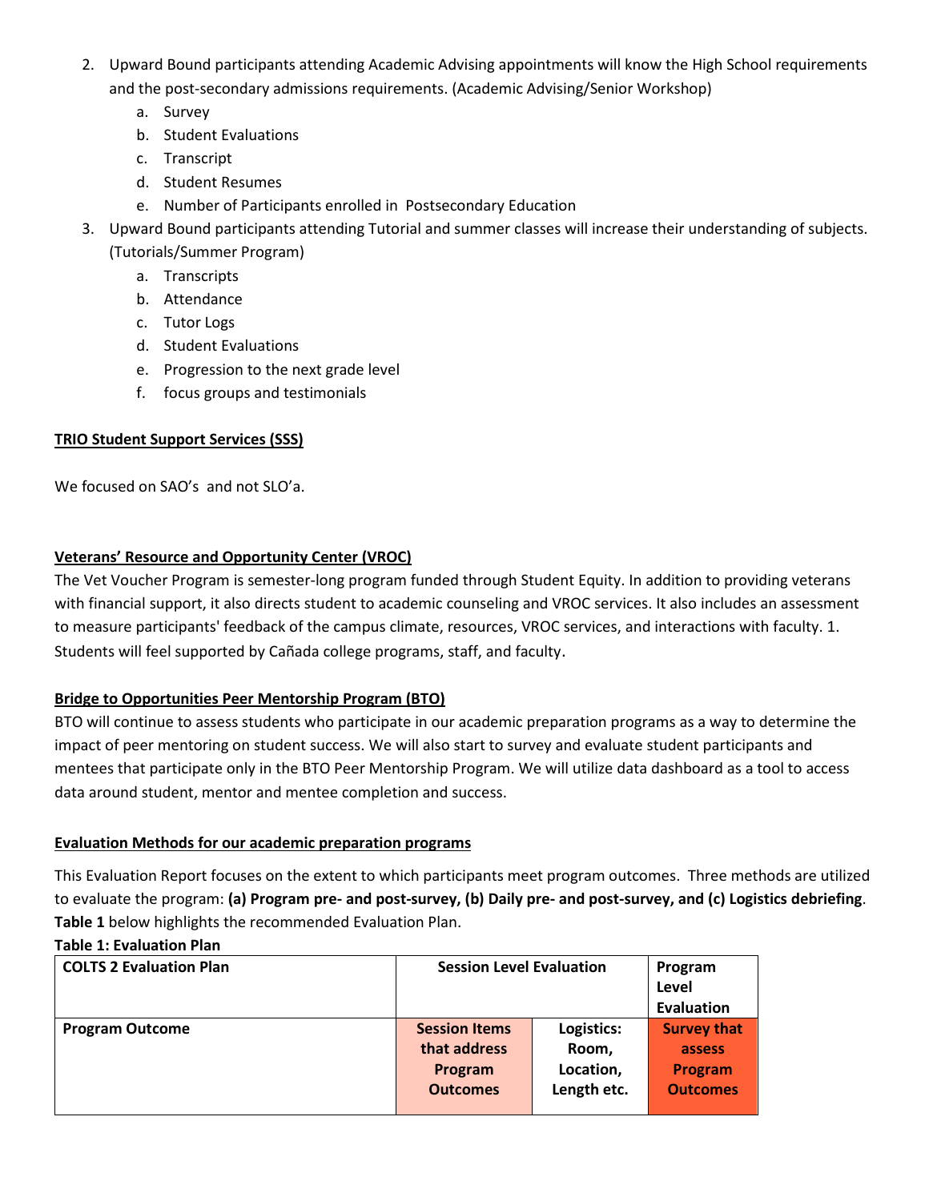2. Upward Bound participants attending Academic Advising appointments will know the High School requirements and the post-secondary admissions requirements. (Academic Advising/Senior Workshop)
   a. Survey
   b. Student Evaluations
   c. Transcript
   d. Student Resumes
   e. Number of Participants enrolled in Postsecondary Education
3. Upward Bound participants attending Tutorial and summer classes will increase their understanding of subjects. (Tutorials/Summer Program)
   a. Transcripts
   b. Attendance
   c. Tutor Logs
   d. Student Evaluations
   e. Progression to the next grade level
   f. focus groups and testimonials

**TRIO Student Support Services (SSS)**

We focused on SAO's and not SLO'a.

**Veterans' Resource and Opportunity Center (VROC)**

The Vet Voucher Program is semester-long program funded through Student Equity. In addition to providing veterans with financial support, it also directs student to academic counseling and VROC services. It also includes an assessment to measure participants' feedback of the campus climate, resources, VROC services, and interactions with faculty. 1. Students will feel supported by Cañada college programs, staff, and faculty.

**Bridge to Opportunities Peer Mentorship Program (BTO)**

BTO will continue to assess students who participate in our academic preparation programs as a way to determine the impact of peer mentoring on student success. We will also start to survey and evaluate student participants and mentees that participate only in the BTO Peer Mentorship Program. We will utilize data dashboard as a tool to access data around student, mentor and mentee completion and success.

**Evaluation Methods for our academic preparation programs**

This Evaluation Report focuses on the extent to which participants meet program outcomes. Three methods are utilized to evaluate the program: **(a) Program pre- and post-survey, (b) Daily pre- and post-survey, and (c) Logistics debriefing**. **Table 1** below highlights the recommended Evaluation Plan.

**Table 1: Evaluation Plan**

| COLTS 2 Evaluation Plan | Session Level Evaluation | | Program Level Evaluation |
|---|---|---|---|
| **Program Outcome** | **Session Items that address Program Outcomes** | **Logistics: Room, Location, Length etc.** | **Survey that assess Program Outcomes** |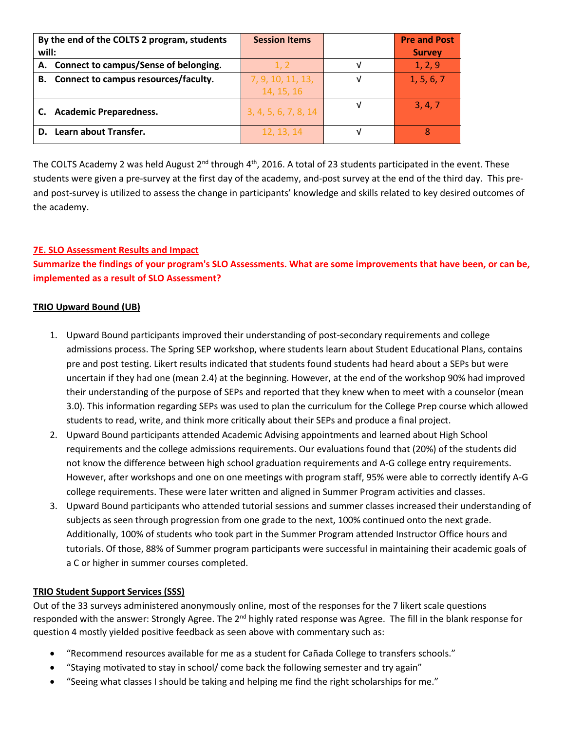| By the end of the COLTS 2 program, students will: | Session Items | | Pre and Post Survey |
|---|---|---|---|
| A. Connect to campus/Sense of belonging. | 1, 2 | √ | 1, 2, 9 |
| B. Connect to campus resources/faculty. | 7, 9, 10, 11, 13, 14, 15, 16 | √ | 1, 5, 6, 7 |
| C. Academic Preparedness. | 3, 4, 5, 6, 7, 8, 14 | √ | 3, 4, 7 |
| D. Learn about Transfer. | 12, 13, 14 | √ | 8 |

The COLTS Academy 2 was held August 2nd through 4th, 2016. A total of 23 students participated in the event. These students were given a pre-survey at the first day of the academy, and-post survey at the end of the third day. This pre- and post-survey is utilized to assess the change in participants' knowledge and skills related to key desired outcomes of the academy.

## 7E. SLO Assessment Results and Impact

**Summarize the findings of your program's SLO Assessments. What are some improvements that have been, or can be, implemented as a result of SLO Assessment?**

### TRIO Upward Bound (UB)

1. Upward Bound participants improved their understanding of post-secondary requirements and college admissions process. The Spring SEP workshop, where students learn about Student Educational Plans, contains pre and post testing. Likert results indicated that students found students had heard about a SEPs but were uncertain if they had one (mean 2.4) at the beginning. However, at the end of the workshop 90% had improved their understanding of the purpose of SEPs and reported that they knew when to meet with a counselor (mean 3.0). This information regarding SEPs was used to plan the curriculum for the College Prep course which allowed students to read, write, and think more critically about their SEPs and produce a final project.
2. Upward Bound participants attended Academic Advising appointments and learned about High School requirements and the college admissions requirements. Our evaluations found that (20%) of the students did not know the difference between high school graduation requirements and A-G college entry requirements. However, after workshops and one on one meetings with program staff, 95% were able to correctly identify A-G college requirements. These were later written and aligned in Summer Program activities and classes.
3. Upward Bound participants who attended tutorial sessions and summer classes increased their understanding of subjects as seen through progression from one grade to the next, 100% continued onto the next grade. Additionally, 100% of students who took part in the Summer Program attended Instructor Office hours and tutorials. Of those, 88% of Summer program participants were successful in maintaining their academic goals of a C or higher in summer courses completed.

### TRIO Student Support Services (SSS)

Out of the 33 surveys administered anonymously online, most of the responses for the 7 likert scale questions responded with the answer: Strongly Agree. The 2nd highly rated response was Agree. The fill in the blank response for question 4 mostly yielded positive feedback as seen above with commentary such as:

- "Recommend resources available for me as a student for Cañada College to transfers schools."
- "Staying motivated to stay in school/ come back the following semester and try again"
- "Seeing what classes I should be taking and helping me find the right scholarships for me."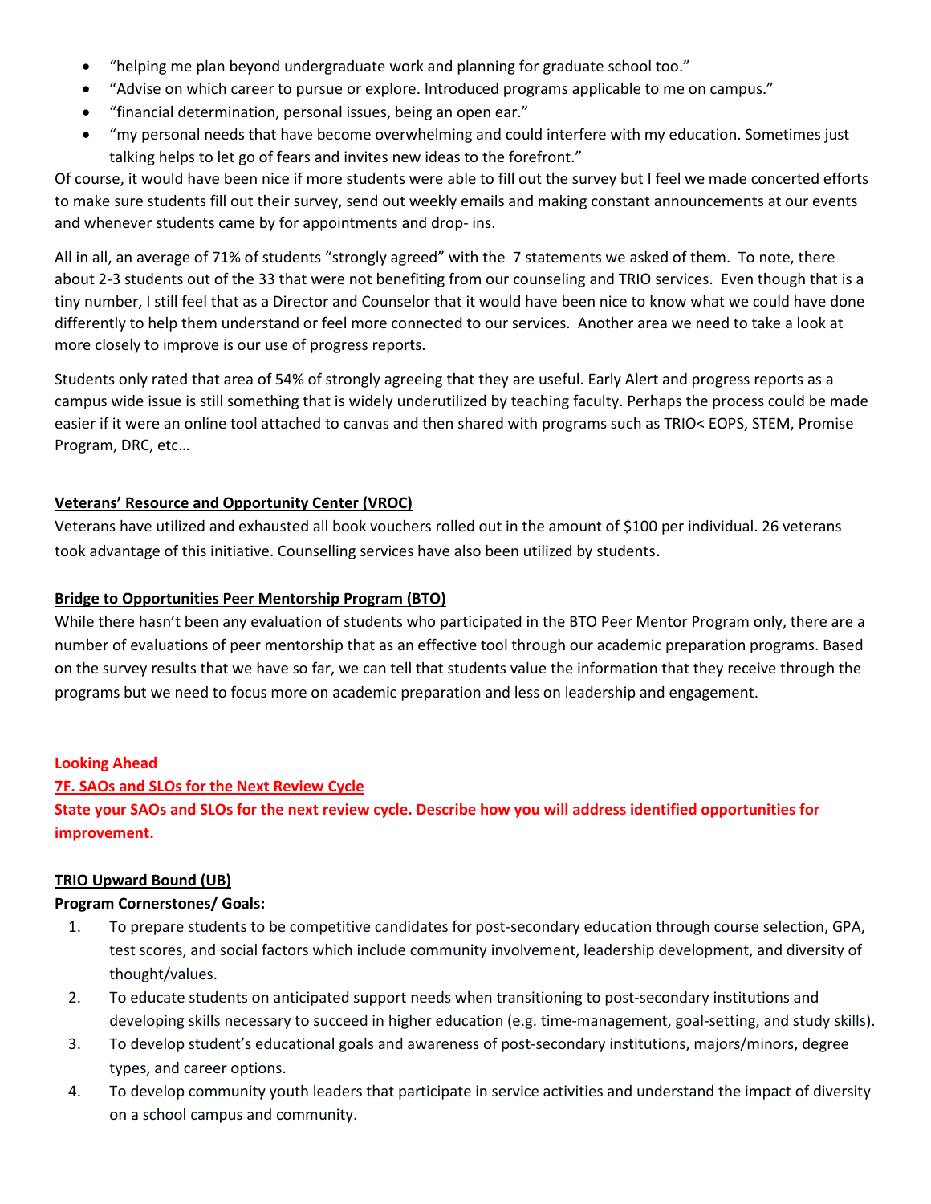- "helping me plan beyond undergraduate work and planning for graduate school too."
- "Advise on which career to pursue or explore. Introduced programs applicable to me on campus."
- "financial determination, personal issues, being an open ear."
- "my personal needs that have become overwhelming and could interfere with my education. Sometimes just talking helps to let go of fears and invites new ideas to the forefront."

Of course, it would have been nice if more students were able to fill out the survey but I feel we made concerted efforts to make sure students fill out their survey, send out weekly emails and making constant announcements at our events and whenever students came by for appointments and drop- ins.

All in all, an average of 71% of students "strongly agreed" with the 7 statements we asked of them. To note, there about 2-3 students out of the 33 that were not benefiting from our counseling and TRIO services. Even though that is a tiny number, I still feel that as a Director and Counselor that it would have been nice to know what we could have done differently to help them understand or feel more connected to our services. Another area we need to take a look at more closely to improve is our use of progress reports.

Students only rated that area of 54% of strongly agreeing that they are useful. Early Alert and progress reports as a campus wide issue is still something that is widely underutilized by teaching faculty. Perhaps the process could be made easier if it were an online tool attached to canvas and then shared with programs such as TRIO< EOPS, STEM, Promise Program, DRC, etc…

**Veterans' Resource and Opportunity Center (VROC)**

Veterans have utilized and exhausted all book vouchers rolled out in the amount of $100 per individual. 26 veterans took advantage of this initiative. Counselling services have also been utilized by students.

**Bridge to Opportunities Peer Mentorship Program (BTO)**

While there hasn't been any evaluation of students who participated in the BTO Peer Mentor Program only, there are a number of evaluations of peer mentorship that as an effective tool through our academic preparation programs. Based on the survey results that we have so far, we can tell that students value the information that they receive through the programs but we need to focus more on academic preparation and less on leadership and engagement.

## Looking Ahead

### 7F. SAOs and SLOs for the Next Review Cycle

**State your SAOs and SLOs for the next review cycle. Describe how you will address identified opportunities for improvement.**

**TRIO Upward Bound (UB)**

**Program Cornerstones/ Goals:**

1. To prepare students to be competitive candidates for post-secondary education through course selection, GPA, test scores, and social factors which include community involvement, leadership development, and diversity of thought/values.
2. To educate students on anticipated support needs when transitioning to post-secondary institutions and developing skills necessary to succeed in higher education (e.g. time-management, goal-setting, and study skills).
3. To develop student's educational goals and awareness of post-secondary institutions, majors/minors, degree types, and career options.
4. To develop community youth leaders that participate in service activities and understand the impact of diversity on a school campus and community.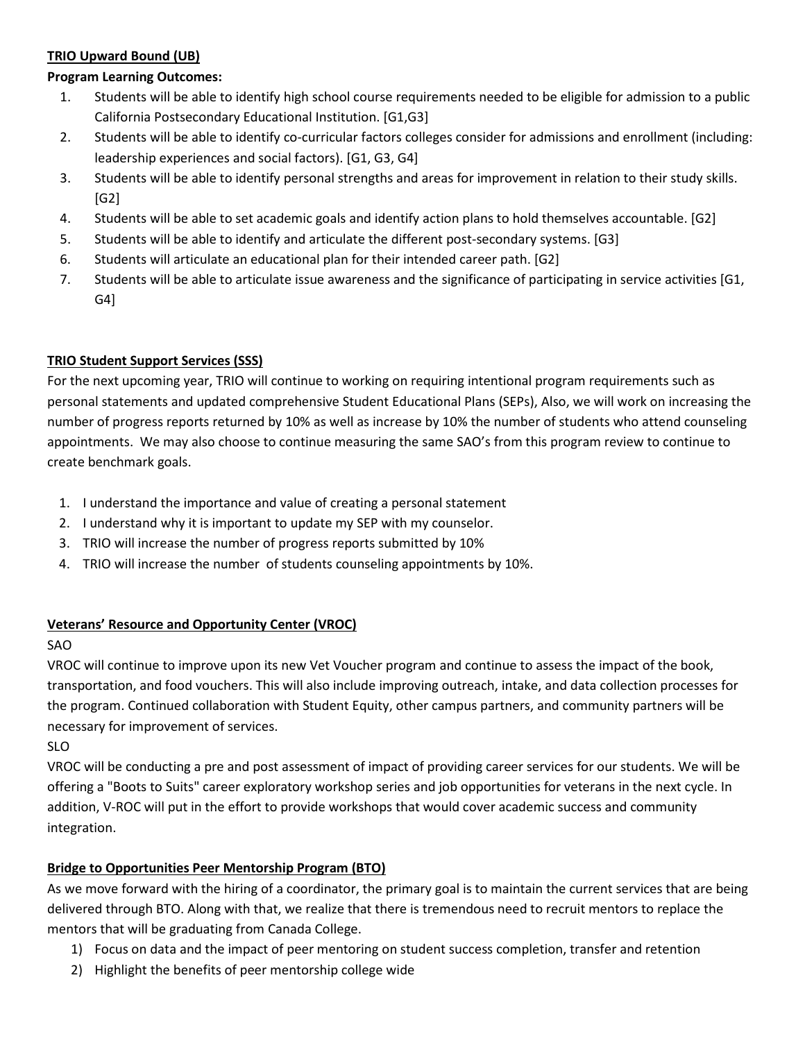**TRIO Upward Bound (UB)**

**Program Learning Outcomes:**

1. Students will be able to identify high school course requirements needed to be eligible for admission to a public California Postsecondary Educational Institution. [G1,G3]
2. Students will be able to identify co-curricular factors colleges consider for admissions and enrollment (including: leadership experiences and social factors). [G1, G3, G4]
3. Students will be able to identify personal strengths and areas for improvement in relation to their study skills. [G2]
4. Students will be able to set academic goals and identify action plans to hold themselves accountable. [G2]
5. Students will be able to identify and articulate the different post-secondary systems. [G3]
6. Students will articulate an educational plan for their intended career path. [G2]
7. Students will be able to articulate issue awareness and the significance of participating in service activities [G1, G4]

**TRIO Student Support Services (SSS)**

For the next upcoming year, TRIO will continue to working on requiring intentional program requirements such as personal statements and updated comprehensive Student Educational Plans (SEPs), Also, we will work on increasing the number of progress reports returned by 10% as well as increase by 10% the number of students who attend counseling appointments. We may also choose to continue measuring the same SAO's from this program review to continue to create benchmark goals.

1. I understand the importance and value of creating a personal statement
2. I understand why it is important to update my SEP with my counselor.
3. TRIO will increase the number of progress reports submitted by 10%
4. TRIO will increase the number of students counseling appointments by 10%.

**Veterans' Resource and Opportunity Center (VROC)**

SAO

VROC will continue to improve upon its new Vet Voucher program and continue to assess the impact of the book, transportation, and food vouchers. This will also include improving outreach, intake, and data collection processes for the program. Continued collaboration with Student Equity, other campus partners, and community partners will be necessary for improvement of services.

SLO

VROC will be conducting a pre and post assessment of impact of providing career services for our students. We will be offering a "Boots to Suits" career exploratory workshop series and job opportunities for veterans in the next cycle. In addition, V-ROC will put in the effort to provide workshops that would cover academic success and community integration.

**Bridge to Opportunities Peer Mentorship Program (BTO)**

As we move forward with the hiring of a coordinator, the primary goal is to maintain the current services that are being delivered through BTO. Along with that, we realize that there is tremendous need to recruit mentors to replace the mentors that will be graduating from Canada College.

1) Focus on data and the impact of peer mentoring on student success completion, transfer and retention
2) Highlight the benefits of peer mentorship college wide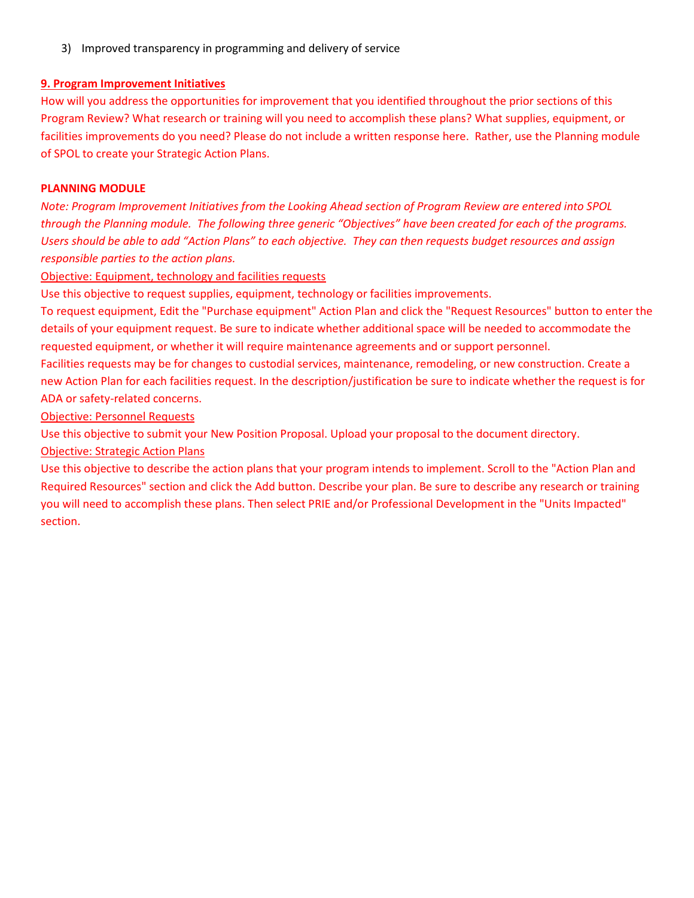3) Improved transparency in programming and delivery of service

### 9. Program Improvement Initiatives

How will you address the opportunities for improvement that you identified throughout the prior sections of this Program Review? What research or training will you need to accomplish these plans? What supplies, equipment, or facilities improvements do you need? Please do not include a written response here. Rather, use the Planning module of SPOL to create your Strategic Action Plans.

**PLANNING MODULE**

*Note: Program Improvement Initiatives from the Looking Ahead section of Program Review are entered into SPOL through the Planning module. The following three generic "Objectives" have been created for each of the programs. Users should be able to add "Action Plans" to each objective. They can then requests budget resources and assign responsible parties to the action plans.*

Objective: Equipment, technology and facilities requests

Use this objective to request supplies, equipment, technology or facilities improvements.

To request equipment, Edit the "Purchase equipment" Action Plan and click the "Request Resources" button to enter the details of your equipment request. Be sure to indicate whether additional space will be needed to accommodate the requested equipment, or whether it will require maintenance agreements and or support personnel.

Facilities requests may be for changes to custodial services, maintenance, remodeling, or new construction. Create a new Action Plan for each facilities request. In the description/justification be sure to indicate whether the request is for ADA or safety-related concerns.

Objective: Personnel Requests

Use this objective to submit your New Position Proposal. Upload your proposal to the document directory.

Objective: Strategic Action Plans

Use this objective to describe the action plans that your program intends to implement. Scroll to the "Action Plan and Required Resources" section and click the Add button. Describe your plan. Be sure to describe any research or training you will need to accomplish these plans. Then select PRIE and/or Professional Development in the "Units Impacted" section.